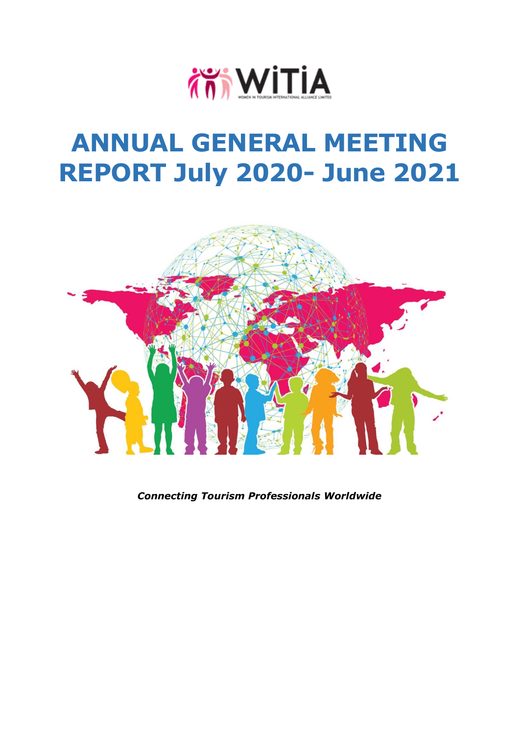WiTiA

WOMEN IN TOURISM INTERNATIONAL ALLIANCE LIMITED

# ANNUAL GENERAL MEETING REPORT July 2020- June 2021

***Connecting Tourism Professionals Worldwide***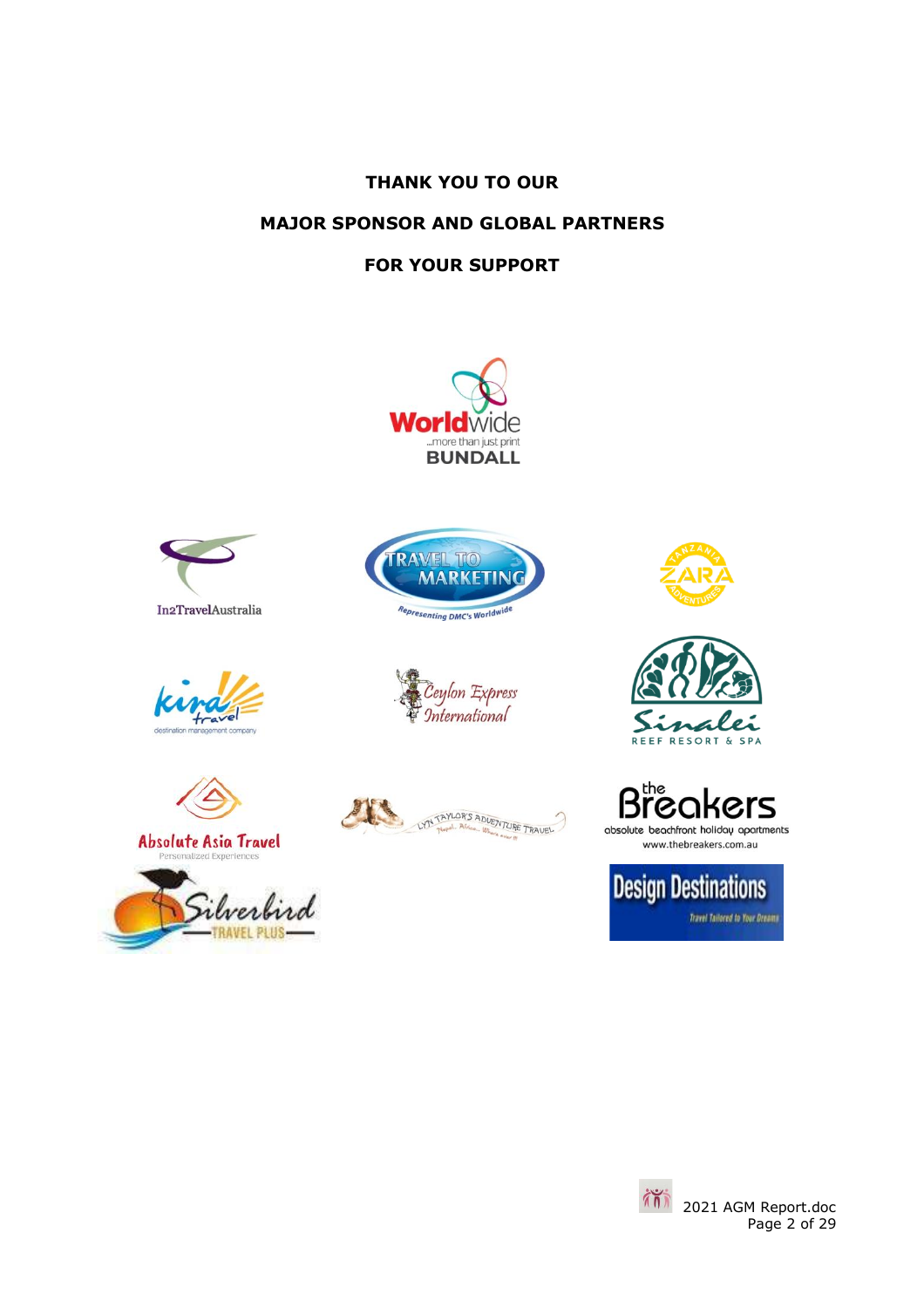**THANK YOU TO OUR**

**MAJOR SPONSOR AND GLOBAL PARTNERS**

**FOR YOUR SUPPORT**

Worldwide ...more than just print BUNDALL

In2TravelAustralia

TRAVEL TO MARKETING Representing DMC's Worldwide

TANZANIA ZARA ADVENTURES

kira travel destination management company

Ceylon Express International

Sinalei REEF RESORT & SPA

Absolute Asia Travel Personalized Experiences

LYN TAYLOR'S ADVENTURE TRAVEL

the Breakers absolute beachfront holiday apartments www.thebreakers.com.au

Silverbird TRAVEL PLUS

Design Destinations Travel Tailored to Your Dreams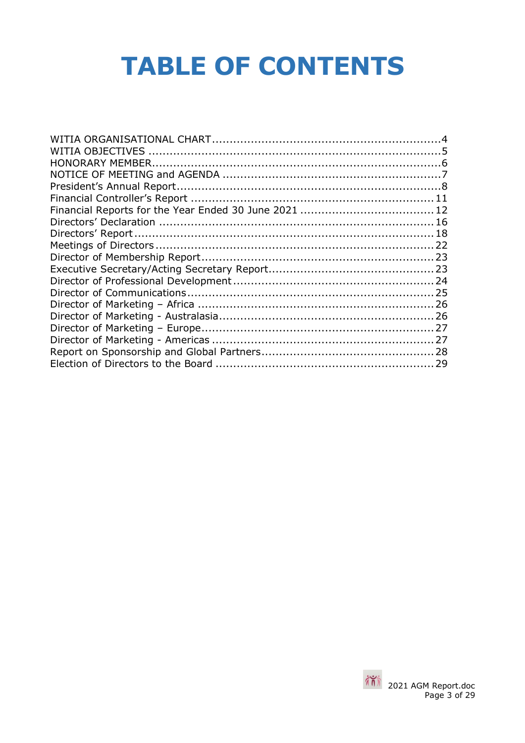# TABLE OF CONTENTS

WITIA ORGANISATIONAL CHART....................................................................4
WITIA OBJECTIVES ....................................................................................5
HONORARY MEMBER....................................................................................6
NOTICE OF MEETING and AGENDA ..............................................................7
President's Annual Report..............................................................................8
Financial Controller's Report .......................................................................11
Financial Reports for the Year Ended 30 June 2021 ......................................12
Directors' Declaration ..................................................................................16
Directors' Report ..........................................................................................18
Meetings of Directors ....................................................................................22
Director of Membership Report ......................................................................23
Executive Secretary/Acting Secretary Report..................................................23
Director of Professional Development ............................................................24
Director of Communications ..........................................................................25
Director of Marketing – Africa .......................................................................26
Director of Marketing - Australasia ................................................................26
Director of Marketing – Europe ......................................................................27
Director of Marketing - Americas ...................................................................27
Report on Sponsorship and Global Partners....................................................28
Election of Directors to the Board .................................................................29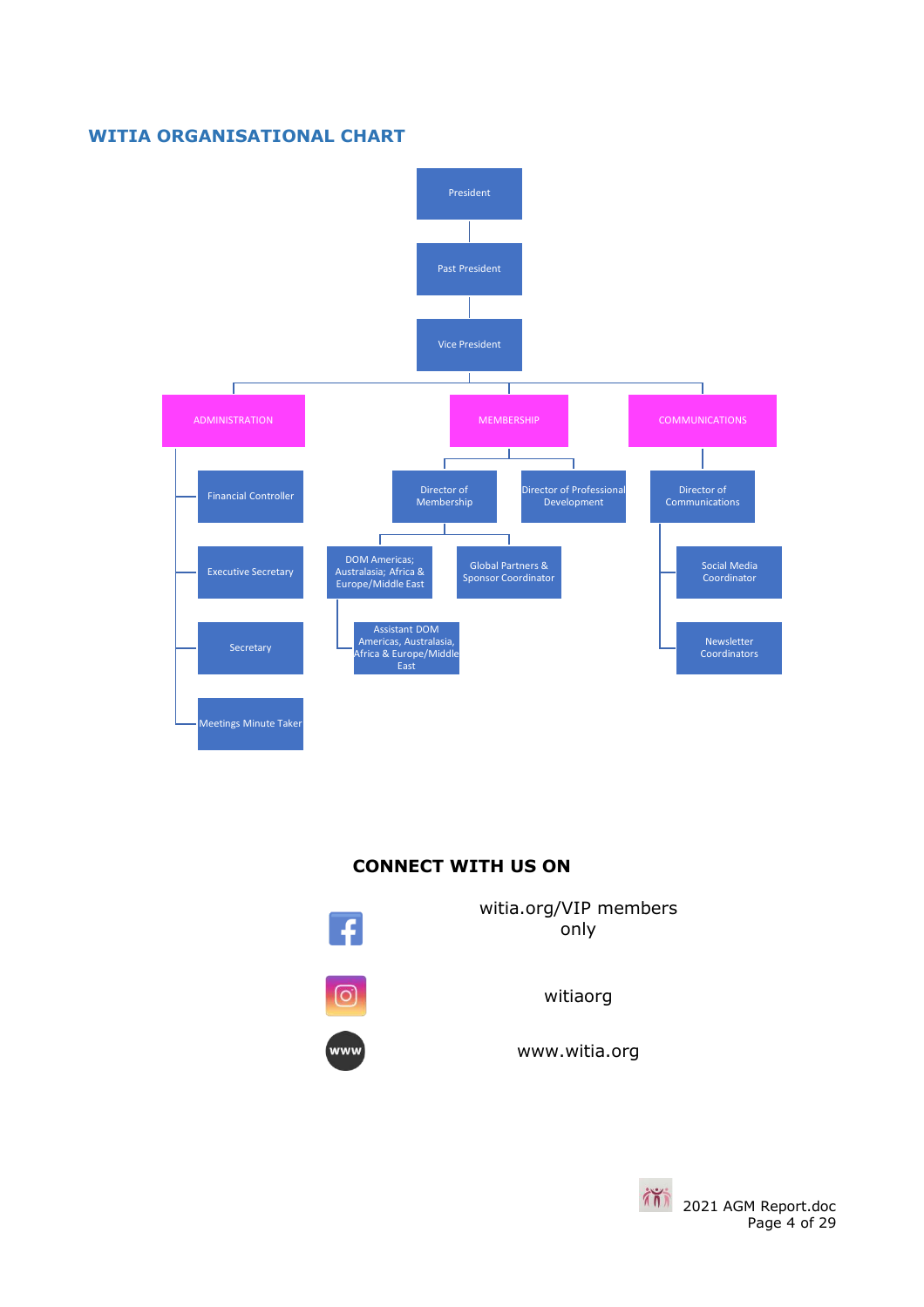## WITIA ORGANISATIONAL CHART

- President
  - Past President
    - Vice President
      - ADMINISTRATION
        - Financial Controller
        - Executive Secretary
        - Secretary
        - Meetings Minute Taker
      - MEMBERSHIP
        - Director of Membership
          - DOM Americas; Australasia; Africa & Europe/Middle East
            - Assistant DOM Americas, Australasia, Africa & Europe/Middle East
          - Global Partners & Sponsor Coordinator
        - Director of Professional Development
      - COMMUNICATIONS
        - Director of Communications
          - Social Media Coordinator
          - Newsletter Coordinators

**CONNECT WITH US ON**

witia.org/VIP members only

witiaorg

www.witia.org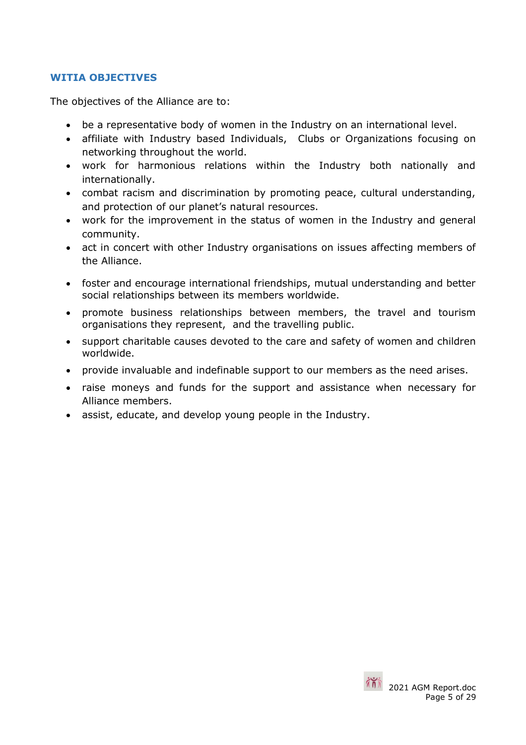## WITIA OBJECTIVES

The objectives of the Alliance are to:

- be a representative body of women in the Industry on an international level.
- affiliate with Industry based Individuals, Clubs or Organizations focusing on networking throughout the world.
- work for harmonious relations within the Industry both nationally and internationally.
- combat racism and discrimination by promoting peace, cultural understanding, and protection of our planet's natural resources.
- work for the improvement in the status of women in the Industry and general community.
- act in concert with other Industry organisations on issues affecting members of the Alliance.
- foster and encourage international friendships, mutual understanding and better social relationships between its members worldwide.
- promote business relationships between members, the travel and tourism organisations they represent, and the travelling public.
- support charitable causes devoted to the care and safety of women and children worldwide.
- provide invaluable and indefinable support to our members as the need arises.
- raise moneys and funds for the support and assistance when necessary for Alliance members.
- assist, educate, and develop young people in the Industry.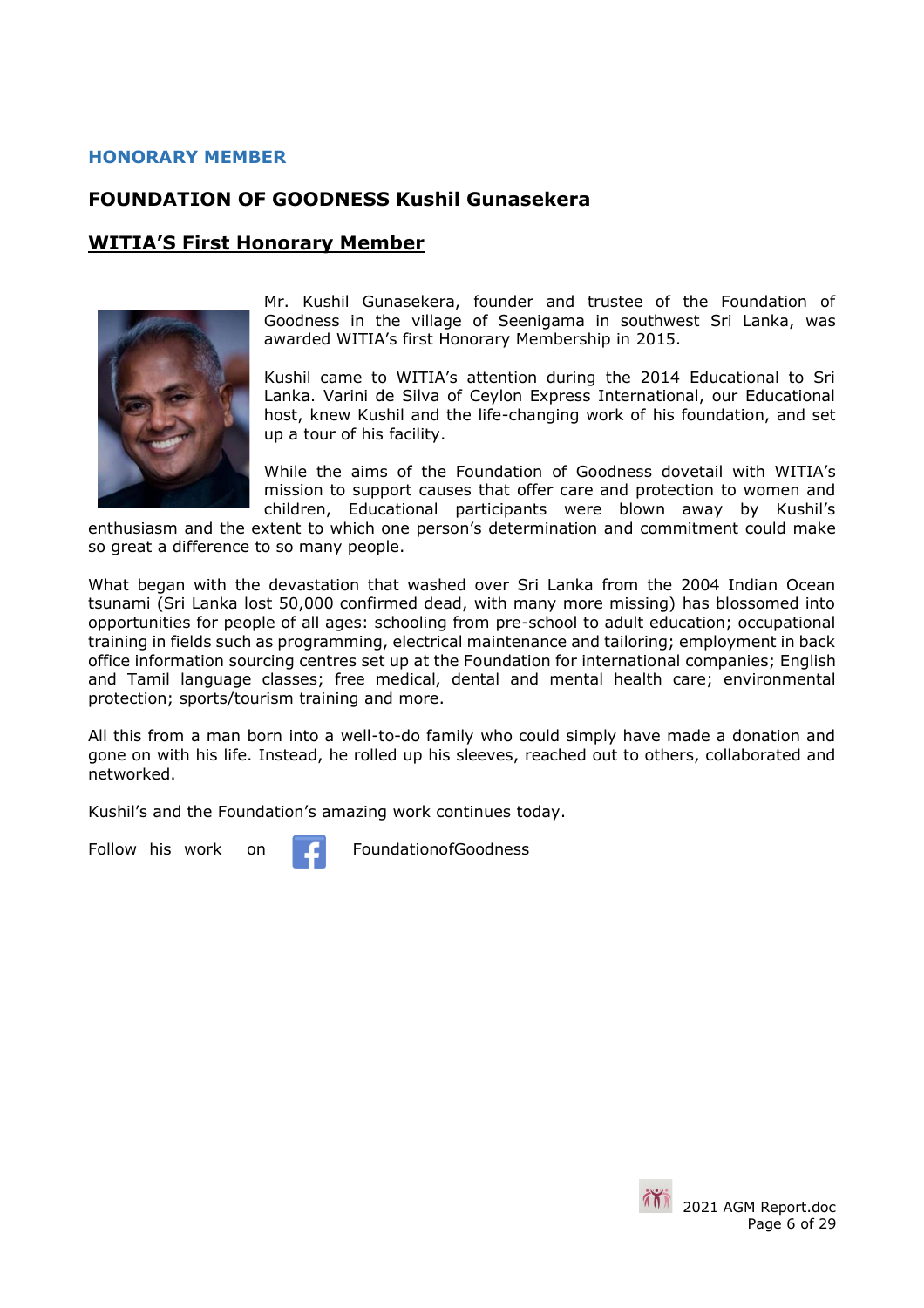## HONORARY MEMBER

## FOUNDATION OF GOODNESS Kushil Gunasekera

### WITIA'S First Honorary Member

Mr. Kushil Gunasekera, founder and trustee of the Foundation of Goodness in the village of Seenigama in southwest Sri Lanka, was awarded WITIA's first Honorary Membership in 2015.

Kushil came to WITIA's attention during the 2014 Educational to Sri Lanka. Varini de Silva of Ceylon Express International, our Educational host, knew Kushil and the life-changing work of his foundation, and set up a tour of his facility.

While the aims of the Foundation of Goodness dovetail with WITIA's mission to support causes that offer care and protection to women and children, Educational participants were blown away by Kushil's enthusiasm and the extent to which one person's determination and commitment could make so great a difference to so many people.

What began with the devastation that washed over Sri Lanka from the 2004 Indian Ocean tsunami (Sri Lanka lost 50,000 confirmed dead, with many more missing) has blossomed into opportunities for people of all ages: schooling from pre-school to adult education; occupational training in fields such as programming, electrical maintenance and tailoring; employment in back office information sourcing centres set up at the Foundation for international companies; English and Tamil language classes; free medical, dental and mental health care; environmental protection; sports/tourism training and more.

All this from a man born into a well-to-do family who could simply have made a donation and gone on with his life. Instead, he rolled up his sleeves, reached out to others, collaborated and networked.

Kushil's and the Foundation's amazing work continues today.

Follow his work on FoundationofGoodness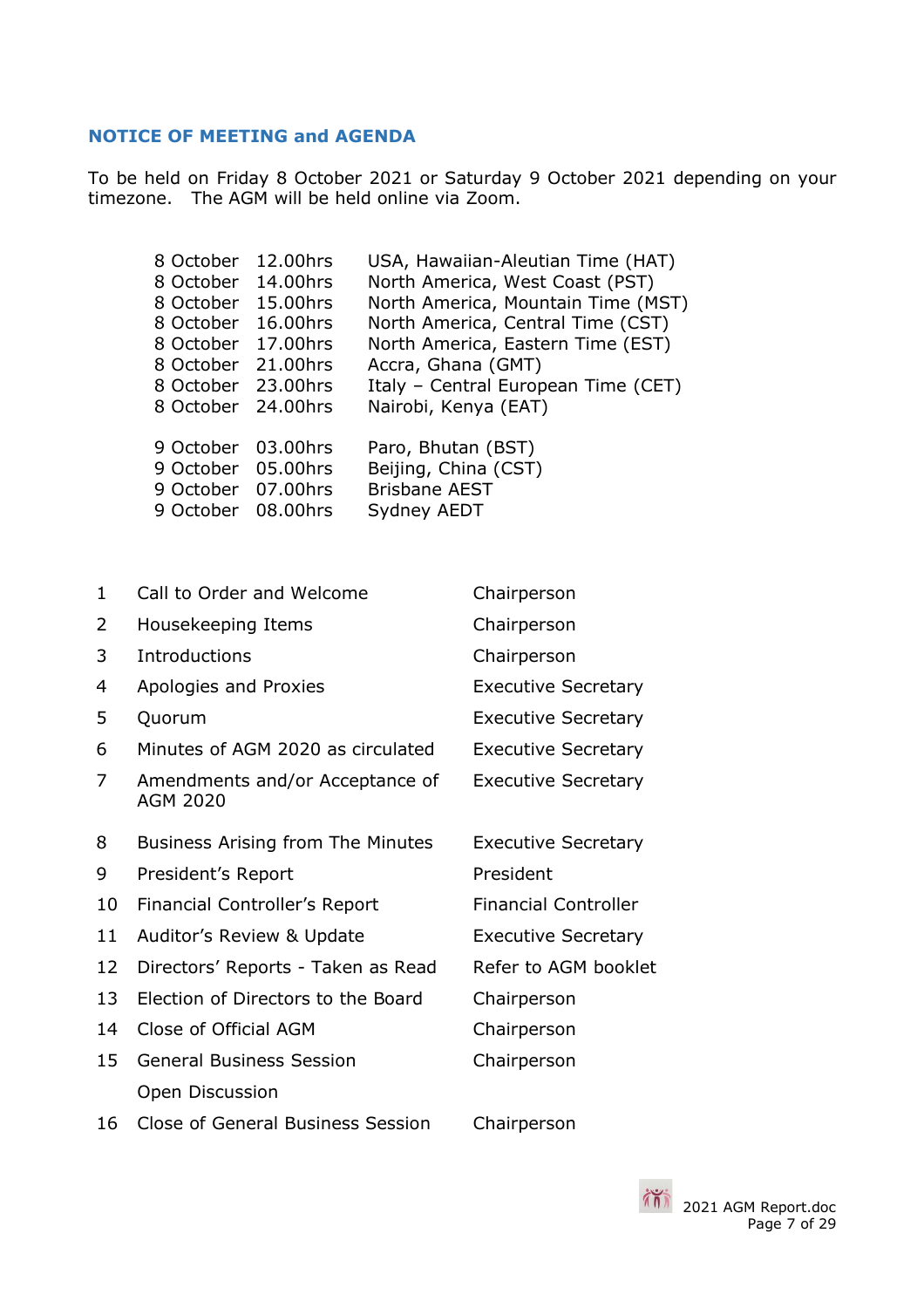## NOTICE OF MEETING and AGENDA

To be held on Friday 8 October 2021 or Saturday 9 October 2021 depending on your timezone. The AGM will be held online via Zoom.

| | | |
|---|---|---|
| 8 October | 12.00hrs | USA, Hawaiian-Aleutian Time (HAT) |
| 8 October | 14.00hrs | North America, West Coast (PST) |
| 8 October | 15.00hrs | North America, Mountain Time (MST) |
| 8 October | 16.00hrs | North America, Central Time (CST) |
| 8 October | 17.00hrs | North America, Eastern Time (EST) |
| 8 October | 21.00hrs | Accra, Ghana (GMT) |
| 8 October | 23.00hrs | Italy – Central European Time (CET) |
| 8 October | 24.00hrs | Nairobi, Kenya (EAT) |
| | | |
| 9 October | 03.00hrs | Paro, Bhutan (BST) |
| 9 October | 05.00hrs | Beijing, China (CST) |
| 9 October | 07.00hrs | Brisbane AEST |
| 9 October | 08.00hrs | Sydney AEDT |

| | | |
|---|---|---|
| 1 | Call to Order and Welcome | Chairperson |
| 2 | Housekeeping Items | Chairperson |
| 3 | Introductions | Chairperson |
| 4 | Apologies and Proxies | Executive Secretary |
| 5 | Quorum | Executive Secretary |
| 6 | Minutes of AGM 2020 as circulated | Executive Secretary |
| 7 | Amendments and/or Acceptance of AGM 2020 | Executive Secretary |
| 8 | Business Arising from The Minutes | Executive Secretary |
| 9 | President's Report | President |
| 10 | Financial Controller's Report | Financial Controller |
| 11 | Auditor's Review & Update | Executive Secretary |
| 12 | Directors' Reports - Taken as Read | Refer to AGM booklet |
| 13 | Election of Directors to the Board | Chairperson |
| 14 | Close of Official AGM | Chairperson |
| 15 | General Business Session<br>Open Discussion | Chairperson |
| 16 | Close of General Business Session | Chairperson |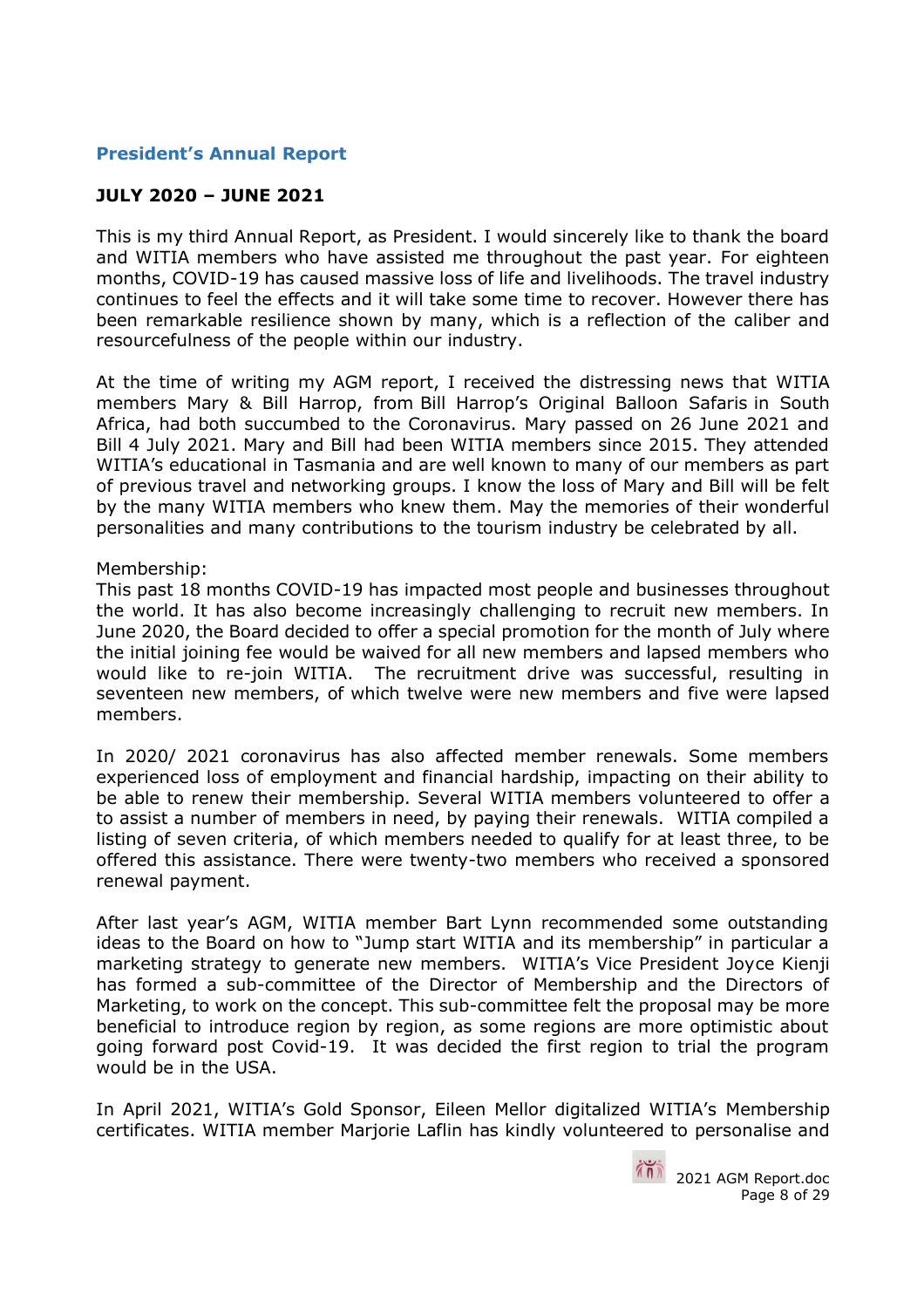## President's Annual Report

**JULY 2020 – JUNE 2021**

This is my third Annual Report, as President. I would sincerely like to thank the board and WITIA members who have assisted me throughout the past year. For eighteen months, COVID-19 has caused massive loss of life and livelihoods. The travel industry continues to feel the effects and it will take some time to recover. However there has been remarkable resilience shown by many, which is a reflection of the caliber and resourcefulness of the people within our industry.

At the time of writing my AGM report, I received the distressing news that WITIA members Mary & Bill Harrop, from Bill Harrop's Original Balloon Safaris in South Africa, had both succumbed to the Coronavirus. Mary passed on 26 June 2021 and Bill 4 July 2021. Mary and Bill had been WITIA members since 2015. They attended WITIA's educational in Tasmania and are well known to many of our members as part of previous travel and networking groups. I know the loss of Mary and Bill will be felt by the many WITIA members who knew them. May the memories of their wonderful personalities and many contributions to the tourism industry be celebrated by all.

Membership:
This past 18 months COVID-19 has impacted most people and businesses throughout the world. It has also become increasingly challenging to recruit new members. In June 2020, the Board decided to offer a special promotion for the month of July where the initial joining fee would be waived for all new members and lapsed members who would like to re-join WITIA. The recruitment drive was successful, resulting in seventeen new members, of which twelve were new members and five were lapsed members.

In 2020/ 2021 coronavirus has also affected member renewals. Some members experienced loss of employment and financial hardship, impacting on their ability to be able to renew their membership. Several WITIA members volunteered to offer a to assist a number of members in need, by paying their renewals. WITIA compiled a listing of seven criteria, of which members needed to qualify for at least three, to be offered this assistance. There were twenty-two members who received a sponsored renewal payment.

After last year's AGM, WITIA member Bart Lynn recommended some outstanding ideas to the Board on how to "Jump start WITIA and its membership" in particular a marketing strategy to generate new members. WITIA's Vice President Joyce Kienji has formed a sub-committee of the Director of Membership and the Directors of Marketing, to work on the concept. This sub-committee felt the proposal may be more beneficial to introduce region by region, as some regions are more optimistic about going forward post Covid-19. It was decided the first region to trial the program would be in the USA.

In April 2021, WITIA's Gold Sponsor, Eileen Mellor digitalized WITIA's Membership certificates. WITIA member Marjorie Laflin has kindly volunteered to personalise and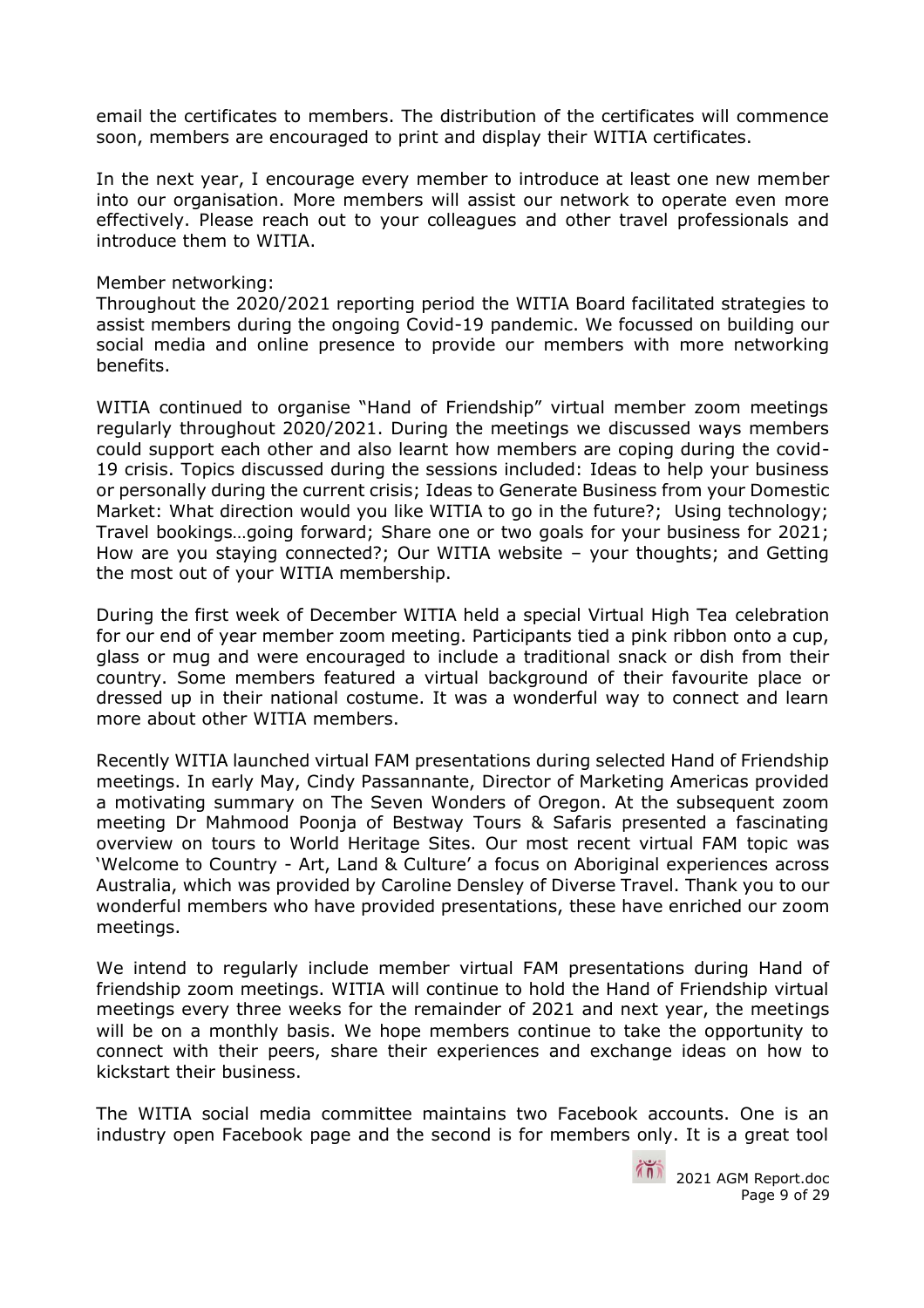email the certificates to members. The distribution of the certificates will commence soon, members are encouraged to print and display their WITIA certificates.

In the next year, I encourage every member to introduce at least one new member into our organisation. More members will assist our network to operate even more effectively. Please reach out to your colleagues and other travel professionals and introduce them to WITIA.

Member networking:
Throughout the 2020/2021 reporting period the WITIA Board facilitated strategies to assist members during the ongoing Covid-19 pandemic. We focussed on building our social media and online presence to provide our members with more networking benefits.

WITIA continued to organise "Hand of Friendship" virtual member zoom meetings regularly throughout 2020/2021. During the meetings we discussed ways members could support each other and also learnt how members are coping during the covid-19 crisis. Topics discussed during the sessions included: Ideas to help your business or personally during the current crisis; Ideas to Generate Business from your Domestic Market: What direction would you like WITIA to go in the future?; Using technology; Travel bookings…going forward; Share one or two goals for your business for 2021; How are you staying connected?; Our WITIA website – your thoughts; and Getting the most out of your WITIA membership.

During the first week of December WITIA held a special Virtual High Tea celebration for our end of year member zoom meeting. Participants tied a pink ribbon onto a cup, glass or mug and were encouraged to include a traditional snack or dish from their country. Some members featured a virtual background of their favourite place or dressed up in their national costume. It was a wonderful way to connect and learn more about other WITIA members.

Recently WITIA launched virtual FAM presentations during selected Hand of Friendship meetings. In early May, Cindy Passannante, Director of Marketing Americas provided a motivating summary on The Seven Wonders of Oregon. At the subsequent zoom meeting Dr Mahmood Poonja of Bestway Tours & Safaris presented a fascinating overview on tours to World Heritage Sites. Our most recent virtual FAM topic was 'Welcome to Country - Art, Land & Culture' a focus on Aboriginal experiences across Australia, which was provided by Caroline Densley of Diverse Travel. Thank you to our wonderful members who have provided presentations, these have enriched our zoom meetings.

We intend to regularly include member virtual FAM presentations during Hand of friendship zoom meetings. WITIA will continue to hold the Hand of Friendship virtual meetings every three weeks for the remainder of 2021 and next year, the meetings will be on a monthly basis. We hope members continue to take the opportunity to connect with their peers, share their experiences and exchange ideas on how to kickstart their business.

The WITIA social media committee maintains two Facebook accounts. One is an industry open Facebook page and the second is for members only. It is a great tool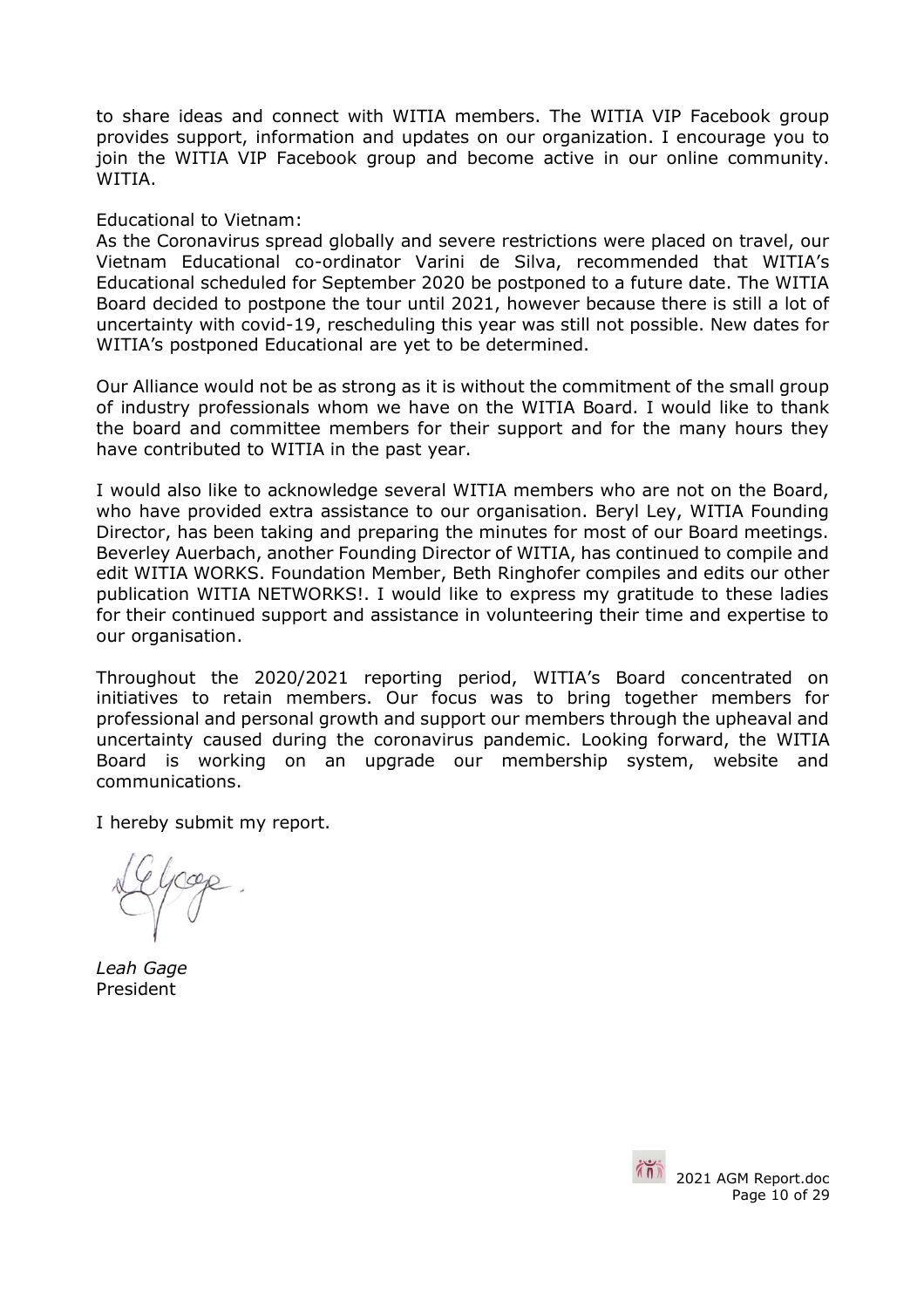to share ideas and connect with WITIA members. The WITIA VIP Facebook group provides support, information and updates on our organization. I encourage you to join the WITIA VIP Facebook group and become active in our online community. WITIA.

Educational to Vietnam:
As the Coronavirus spread globally and severe restrictions were placed on travel, our Vietnam Educational co-ordinator Varini de Silva, recommended that WITIA's Educational scheduled for September 2020 be postponed to a future date. The WITIA Board decided to postpone the tour until 2021, however because there is still a lot of uncertainty with covid-19, rescheduling this year was still not possible. New dates for WITIA's postponed Educational are yet to be determined.

Our Alliance would not be as strong as it is without the commitment of the small group of industry professionals whom we have on the WITIA Board. I would like to thank the board and committee members for their support and for the many hours they have contributed to WITIA in the past year.

I would also like to acknowledge several WITIA members who are not on the Board, who have provided extra assistance to our organisation. Beryl Ley, WITIA Founding Director, has been taking and preparing the minutes for most of our Board meetings. Beverley Auerbach, another Founding Director of WITIA, has continued to compile and edit WITIA WORKS. Foundation Member, Beth Ringhofer compiles and edits our other publication WITIA NETWORKS!. I would like to express my gratitude to these ladies for their continued support and assistance in volunteering their time and expertise to our organisation.

Throughout the 2020/2021 reporting period, WITIA's Board concentrated on initiatives to retain members. Our focus was to bring together members for professional and personal growth and support our members through the upheaval and uncertainty caused during the coronavirus pandemic. Looking forward, the WITIA Board is working on an upgrade our membership system, website and communications.

I hereby submit my report.

*Leah Gage*
President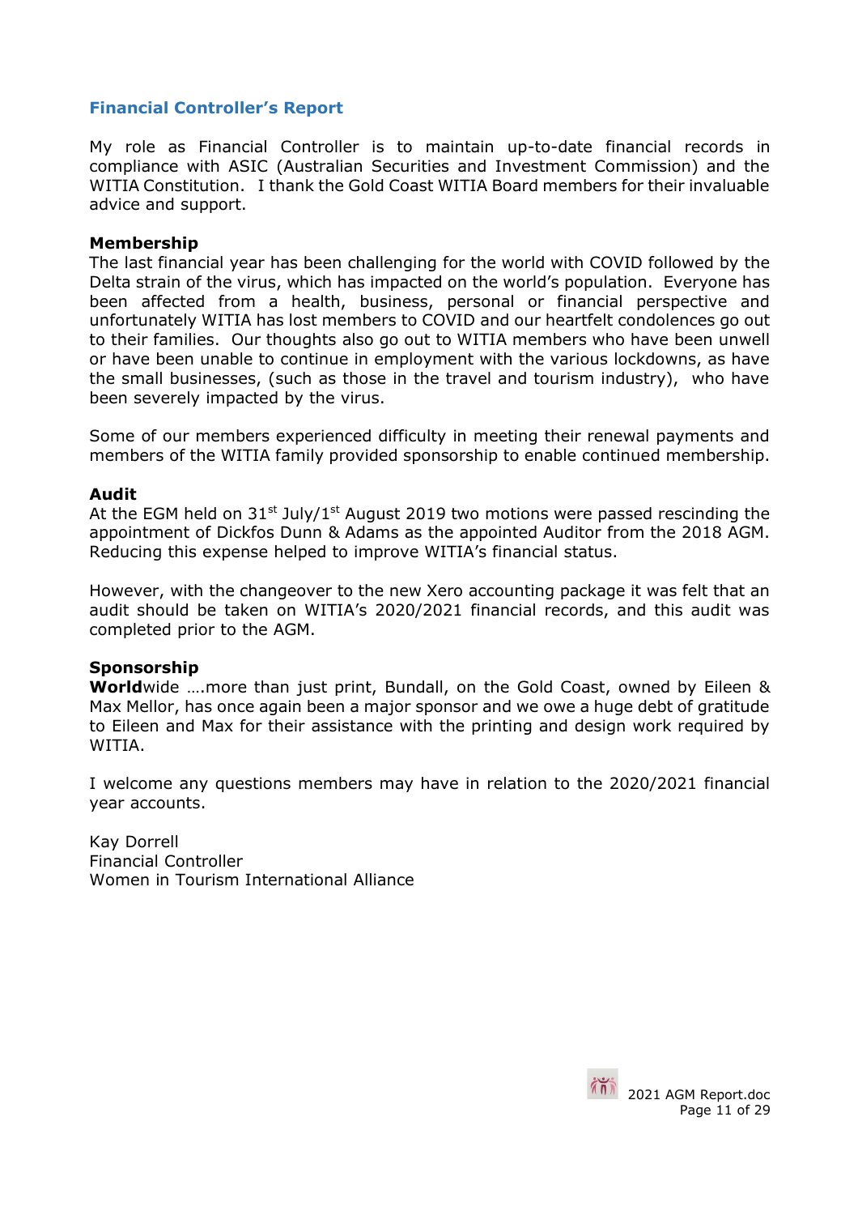## Financial Controller's Report

My role as Financial Controller is to maintain up-to-date financial records in compliance with ASIC (Australian Securities and Investment Commission) and the WITIA Constitution. I thank the Gold Coast WITIA Board members for their invaluable advice and support.

**Membership**

The last financial year has been challenging for the world with COVID followed by the Delta strain of the virus, which has impacted on the world's population. Everyone has been affected from a health, business, personal or financial perspective and unfortunately WITIA has lost members to COVID and our heartfelt condolences go out to their families. Our thoughts also go out to WITIA members who have been unwell or have been unable to continue in employment with the various lockdowns, as have the small businesses, (such as those in the travel and tourism industry), who have been severely impacted by the virus.

Some of our members experienced difficulty in meeting their renewal payments and members of the WITIA family provided sponsorship to enable continued membership.

**Audit**

At the EGM held on 31st July/1st August 2019 two motions were passed rescinding the appointment of Dickfos Dunn & Adams as the appointed Auditor from the 2018 AGM. Reducing this expense helped to improve WITIA's financial status.

However, with the changeover to the new Xero accounting package it was felt that an audit should be taken on WITIA's 2020/2021 financial records, and this audit was completed prior to the AGM.

**Sponsorship**

**World**wide ….more than just print, Bundall, on the Gold Coast, owned by Eileen & Max Mellor, has once again been a major sponsor and we owe a huge debt of gratitude to Eileen and Max for their assistance with the printing and design work required by WITIA.

I welcome any questions members may have in relation to the 2020/2021 financial year accounts.

Kay Dorrell
Financial Controller
Women in Tourism International Alliance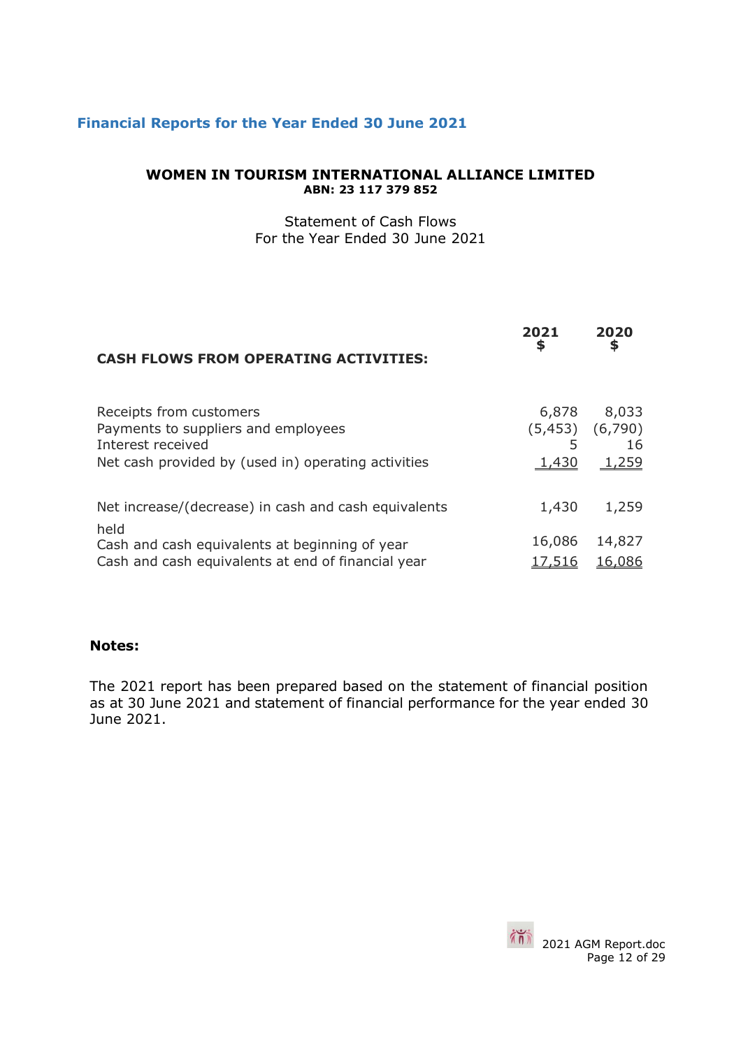## Financial Reports for the Year Ended 30 June 2021

**WOMEN IN TOURISM INTERNATIONAL ALLIANCE LIMITED**
**ABN: 23 117 379 852**

Statement of Cash Flows
For the Year Ended 30 June 2021

| **CASH FLOWS FROM OPERATING ACTIVITIES:** | **2021 $** | **2020 $** |
|---|---|---|
| Receipts from customers | 6,878 | 8,033 |
| Payments to suppliers and employees | (5,453) | (6,790) |
| Interest received | 5 | 16 |
| Net cash provided by (used in) operating activities | 1,430 | 1,259 |
| | | |
| Net increase/(decrease) in cash and cash equivalents held | 1,430 | 1,259 |
| Cash and cash equivalents at beginning of year | 16,086 | 14,827 |
| Cash and cash equivalents at end of financial year | 17,516 | 16,086 |

**Notes:**

The 2021 report has been prepared based on the statement of financial position as at 30 June 2021 and statement of financial performance for the year ended 30 June 2021.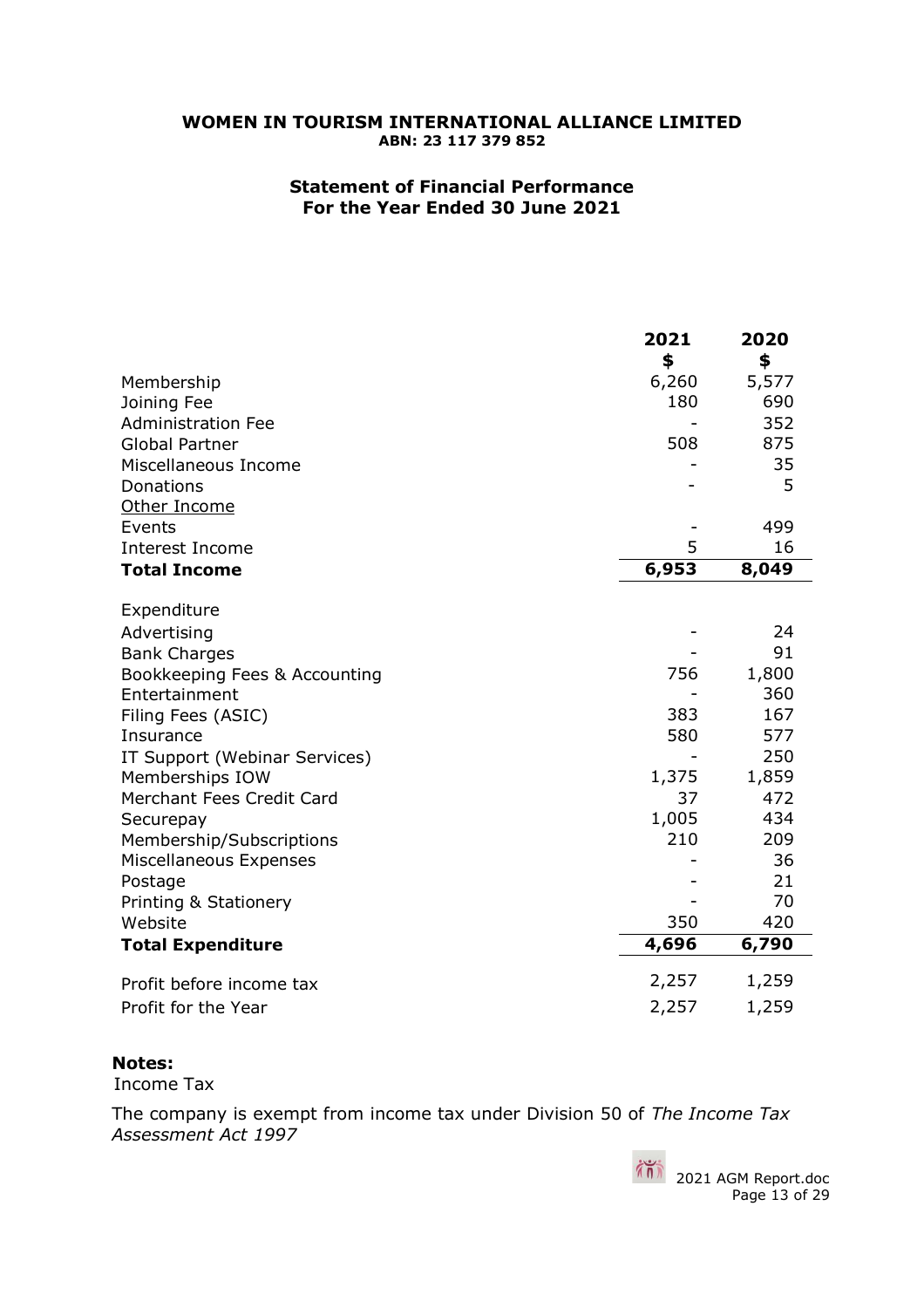**WOMEN IN TOURISM INTERNATIONAL ALLIANCE LIMITED**
**ABN: 23 117 379 852**

## Statement of Financial Performance
## For the Year Ended 30 June 2021

| | 2021 | 2020 |
|---|---|---|
| | $ | $ |
| Membership | 6,260 | 5,577 |
| Joining Fee | 180 | 690 |
| Administration Fee | - | 352 |
| Global Partner | 508 | 875 |
| Miscellaneous Income | - | 35 |
| Donations | - | 5 |
| Other Income | | |
| Events | - | 499 |
| Interest Income | 5 | 16 |
| **Total Income** | **6,953** | **8,049** |
| Expenditure | | |
| Advertising | - | 24 |
| Bank Charges | - | 91 |
| Bookkeeping Fees & Accounting | 756 | 1,800 |
| Entertainment | - | 360 |
| Filing Fees (ASIC) | 383 | 167 |
| Insurance | 580 | 577 |
| IT Support (Webinar Services) | - | 250 |
| Memberships IOW | 1,375 | 1,859 |
| Merchant Fees Credit Card | 37 | 472 |
| Securepay | 1,005 | 434 |
| Membership/Subscriptions | 210 | 209 |
| Miscellaneous Expenses | - | 36 |
| Postage | - | 21 |
| Printing & Stationery | - | 70 |
| Website | 350 | 420 |
| **Total Expenditure** | **4,696** | **6,790** |
| Profit before income tax | 2,257 | 1,259 |
| Profit for the Year | 2,257 | 1,259 |

**Notes:**

Income Tax

The company is exempt from income tax under Division 50 of *The Income Tax Assessment Act 1997*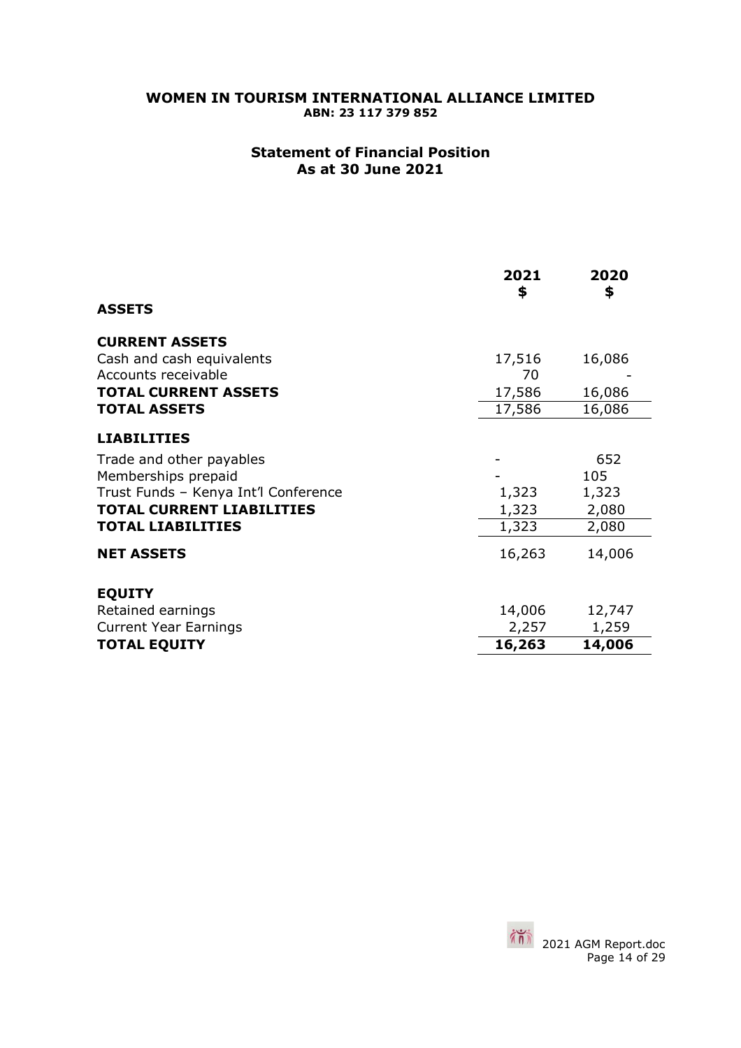# WOMEN IN TOURISM INTERNATIONAL ALLIANCE LIMITED

**ABN: 23 117 379 852**

## Statement of Financial Position
## As at 30 June 2021

| | 2021 $ | 2020 $ |
|---|---|---|
| **ASSETS** | | |
| **CURRENT ASSETS** | | |
| Cash and cash equivalents | 17,516 | 16,086 |
| Accounts receivable | 70 | - |
| **TOTAL CURRENT ASSETS** | 17,586 | 16,086 |
| **TOTAL ASSETS** | 17,586 | 16,086 |
| **LIABILITIES** | | |
| Trade and other payables | - | 652 |
| Memberships prepaid | - | 105 |
| Trust Funds – Kenya Int'l Conference | 1,323 | 1,323 |
| **TOTAL CURRENT LIABILITIES** | 1,323 | 2,080 |
| **TOTAL LIABILITIES** | 1,323 | 2,080 |
| **NET ASSETS** | 16,263 | 14,006 |
| **EQUITY** | | |
| Retained earnings | 14,006 | 12,747 |
| Current Year Earnings | 2,257 | 1,259 |
| **TOTAL EQUITY** | **16,263** | **14,006** |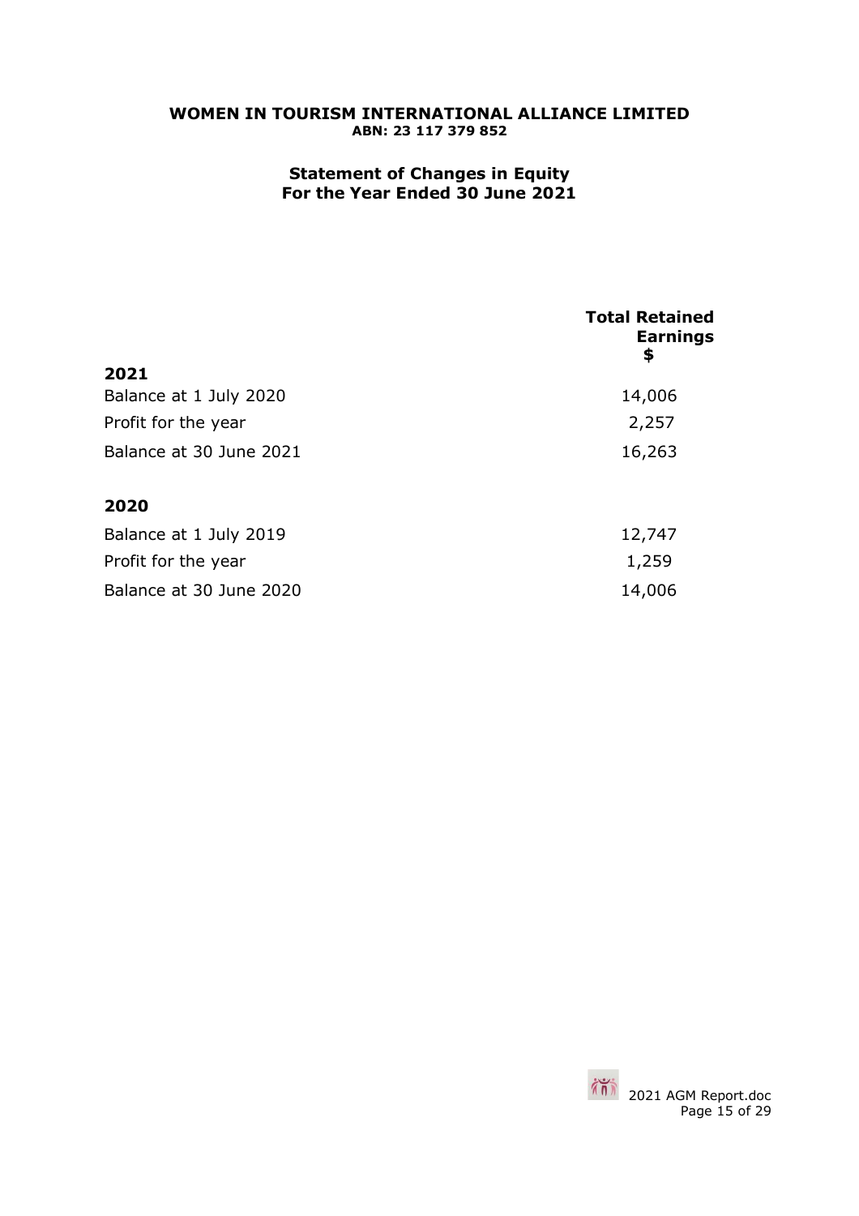**WOMEN IN TOURISM INTERNATIONAL ALLIANCE LIMITED**
**ABN: 23 117 379 852**

## Statement of Changes in Equity
## For the Year Ended 30 June 2021

| | Total Retained Earnings $ |
|---|---|
| **2021** | |
| Balance at 1 July 2020 | 14,006 |
| Profit for the year | 2,257 |
| Balance at 30 June 2021 | 16,263 |
| | |
| **2020** | |
| Balance at 1 July 2019 | 12,747 |
| Profit for the year | 1,259 |
| Balance at 30 June 2020 | 14,006 |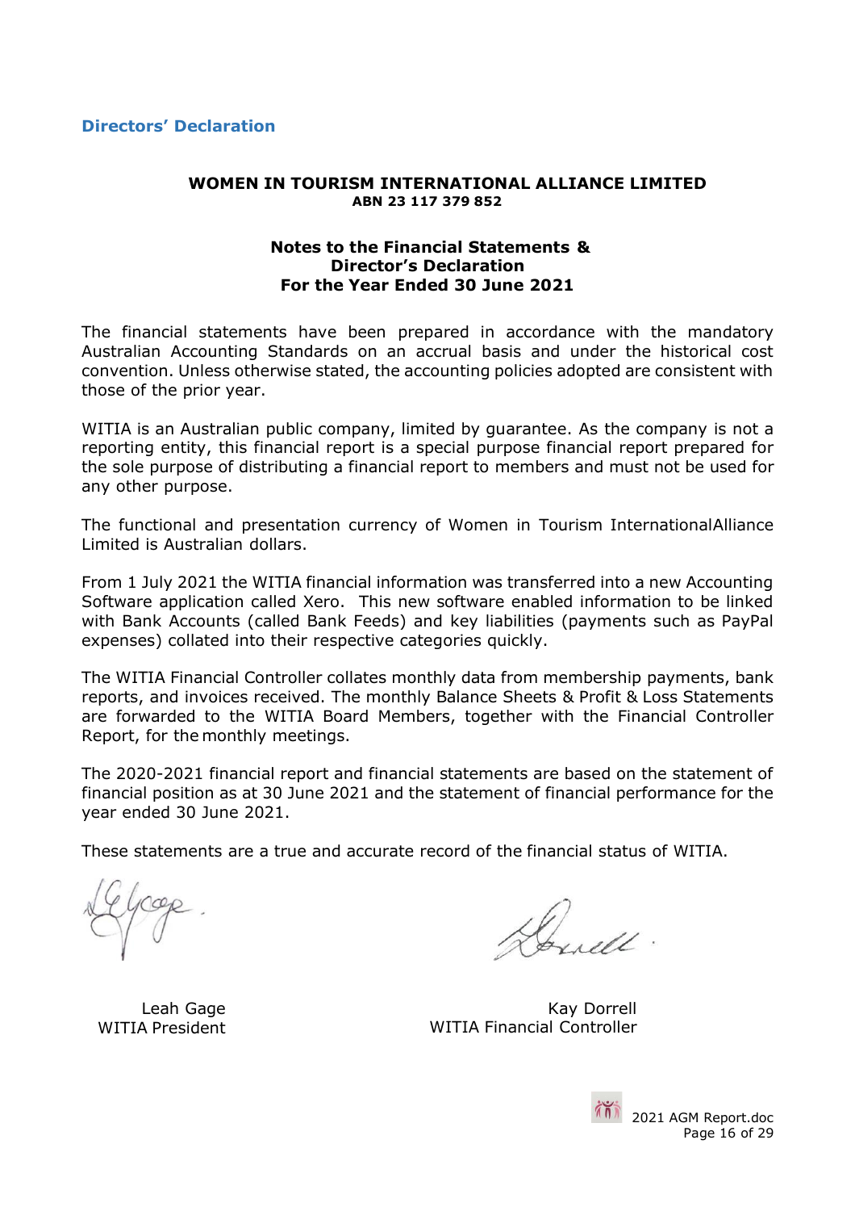## Directors' Declaration

**WOMEN IN TOURISM INTERNATIONAL ALLIANCE LIMITED**
**ABN 23 117 379 852**

**Notes to the Financial Statements &**
**Director's Declaration**
**For the Year Ended 30 June 2021**

The financial statements have been prepared in accordance with the mandatory Australian Accounting Standards on an accrual basis and under the historical cost convention. Unless otherwise stated, the accounting policies adopted are consistent with those of the prior year.

WITIA is an Australian public company, limited by guarantee. As the company is not a reporting entity, this financial report is a special purpose financial report prepared for the sole purpose of distributing a financial report to members and must not be used for any other purpose.

The functional and presentation currency of Women in Tourism InternationalAlliance Limited is Australian dollars.

From 1 July 2021 the WITIA financial information was transferred into a new Accounting Software application called Xero. This new software enabled information to be linked with Bank Accounts (called Bank Feeds) and key liabilities (payments such as PayPal expenses) collated into their respective categories quickly.

The WITIA Financial Controller collates monthly data from membership payments, bank reports, and invoices received. The monthly Balance Sheets & Profit & Loss Statements are forwarded to the WITIA Board Members, together with the Financial Controller Report, for the monthly meetings.

The 2020-2021 financial report and financial statements are based on the statement of financial position as at 30 June 2021 and the statement of financial performance for the year ended 30 June 2021.

These statements are a true and accurate record of the financial status of WITIA.

Leah Gage
WITIA President

Kay Dorrell
WITIA Financial Controller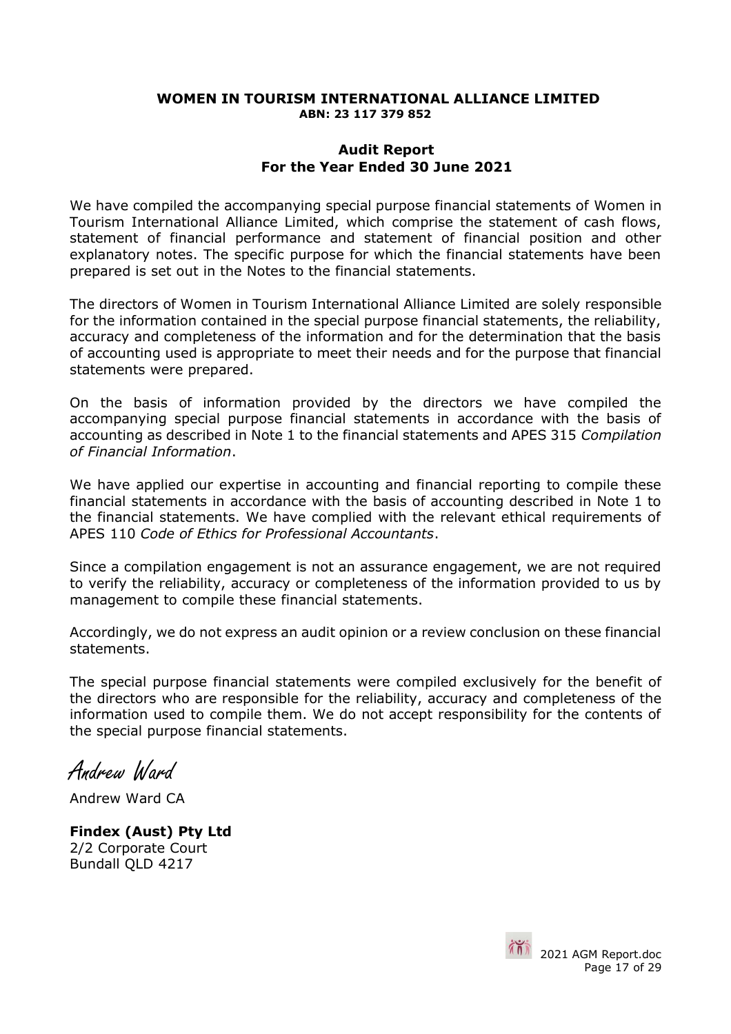**WOMEN IN TOURISM INTERNATIONAL ALLIANCE LIMITED**
**ABN: 23 117 379 852**

## Audit Report
## For the Year Ended 30 June 2021

We have compiled the accompanying special purpose financial statements of Women in Tourism International Alliance Limited, which comprise the statement of cash flows, statement of financial performance and statement of financial position and other explanatory notes. The specific purpose for which the financial statements have been prepared is set out in the Notes to the financial statements.

The directors of Women in Tourism International Alliance Limited are solely responsible for the information contained in the special purpose financial statements, the reliability, accuracy and completeness of the information and for the determination that the basis of accounting used is appropriate to meet their needs and for the purpose that financial statements were prepared.

On the basis of information provided by the directors we have compiled the accompanying special purpose financial statements in accordance with the basis of accounting as described in Note 1 to the financial statements and APES 315 *Compilation of Financial Information*.

We have applied our expertise in accounting and financial reporting to compile these financial statements in accordance with the basis of accounting described in Note 1 to the financial statements. We have complied with the relevant ethical requirements of APES 110 *Code of Ethics for Professional Accountants*.

Since a compilation engagement is not an assurance engagement, we are not required to verify the reliability, accuracy or completeness of the information provided to us by management to compile these financial statements.

Accordingly, we do not express an audit opinion or a review conclusion on these financial statements.

The special purpose financial statements were compiled exclusively for the benefit of the directors who are responsible for the reliability, accuracy and completeness of the information used to compile them. We do not accept responsibility for the contents of the special purpose financial statements.

Andrew Ward

Andrew Ward CA

**Findex (Aust) Pty Ltd**
2/2 Corporate Court
Bundall QLD 4217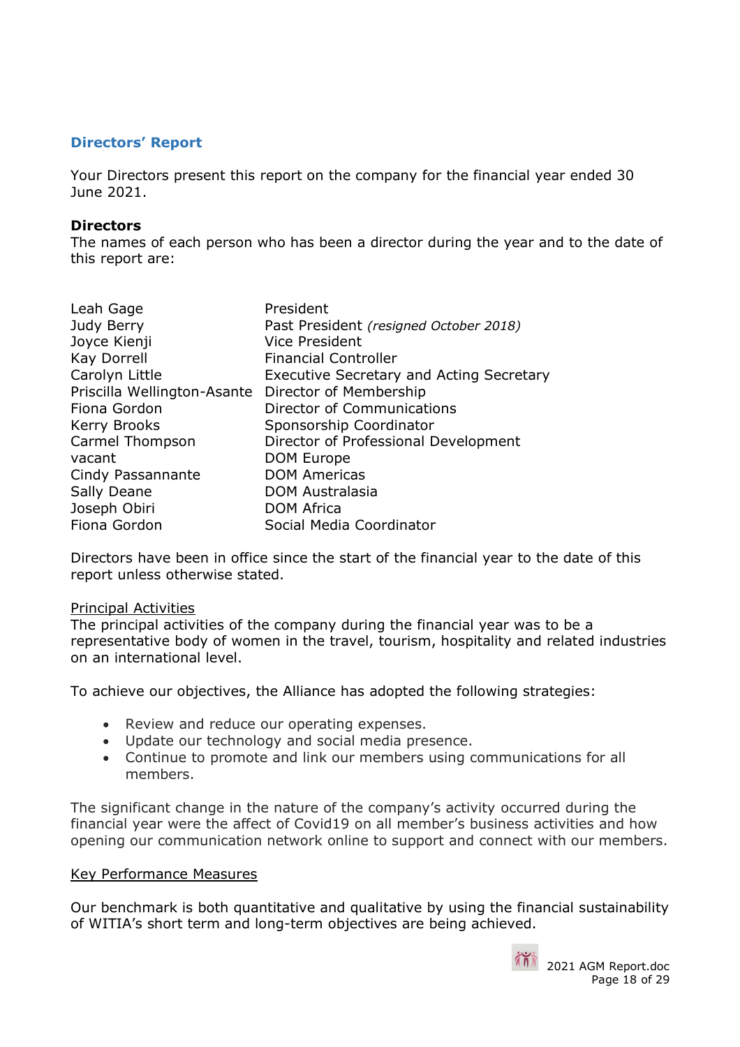## Directors' Report

Your Directors present this report on the company for the financial year ended 30 June 2021.

**Directors**

The names of each person who has been a director during the year and to the date of this report are:

| | |
|---|---|
| Leah Gage | President |
| Judy Berry | Past President *(resigned October 2018)* |
| Joyce Kienji | Vice President |
| Kay Dorrell | Financial Controller |
| Carolyn Little | Executive Secretary and Acting Secretary |
| Priscilla Wellington-Asante | Director of Membership |
| Fiona Gordon | Director of Communications |
| Kerry Brooks | Sponsorship Coordinator |
| Carmel Thompson | Director of Professional Development |
| vacant | DOM Europe |
| Cindy Passannante | DOM Americas |
| Sally Deane | DOM Australasia |
| Joseph Obiri | DOM Africa |
| Fiona Gordon | Social Media Coordinator |

Directors have been in office since the start of the financial year to the date of this report unless otherwise stated.

<u>Principal Activities</u>

The principal activities of the company during the financial year was to be a representative body of women in the travel, tourism, hospitality and related industries on an international level.

To achieve our objectives, the Alliance has adopted the following strategies:

- Review and reduce our operating expenses.
- Update our technology and social media presence.
- Continue to promote and link our members using communications for all members.

The significant change in the nature of the company's activity occurred during the financial year were the affect of Covid19 on all member's business activities and how opening our communication network online to support and connect with our members.

<u>Key Performance Measures</u>

Our benchmark is both quantitative and qualitative by using the financial sustainability of WITIA's short term and long-term objectives are being achieved.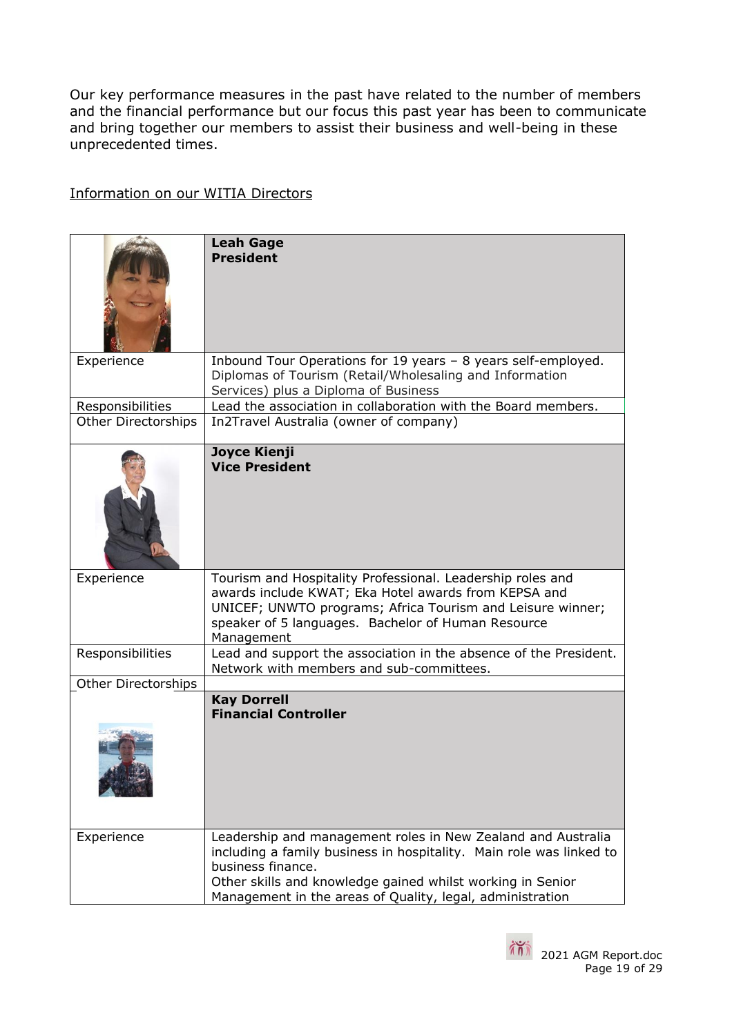Our key performance measures in the past have related to the number of members and the financial performance but our focus this past year has been to communicate and bring together our members to assist their business and well-being in these unprecedented times.

Information on our WITIA Directors

| | **Leah Gage**<br>**President** |
|---|---|
| Experience | Inbound Tour Operations for 19 years – 8 years self-employed. Diplomas of Tourism (Retail/Wholesaling and Information Services) plus a Diploma of Business |
| Responsibilities | Lead the association in collaboration with the Board members. |
| Other Directorships | In2Travel Australia (owner of company) |
| | **Joyce Kienji**<br>**Vice President** |
| Experience | Tourism and Hospitality Professional. Leadership roles and awards include KWAT; Eka Hotel awards from KEPSA and UNICEF; UNWTO programs; Africa Tourism and Leisure winner; speaker of 5 languages. Bachelor of Human Resource Management |
| Responsibilities | Lead and support the association in the absence of the President. Network with members and sub-committees. |
| Other Directorships | |
| | **Kay Dorrell**<br>**Financial Controller** |
| Experience | Leadership and management roles in New Zealand and Australia including a family business in hospitality. Main role was linked to business finance.<br>Other skills and knowledge gained whilst working in Senior Management in the areas of Quality, legal, administration |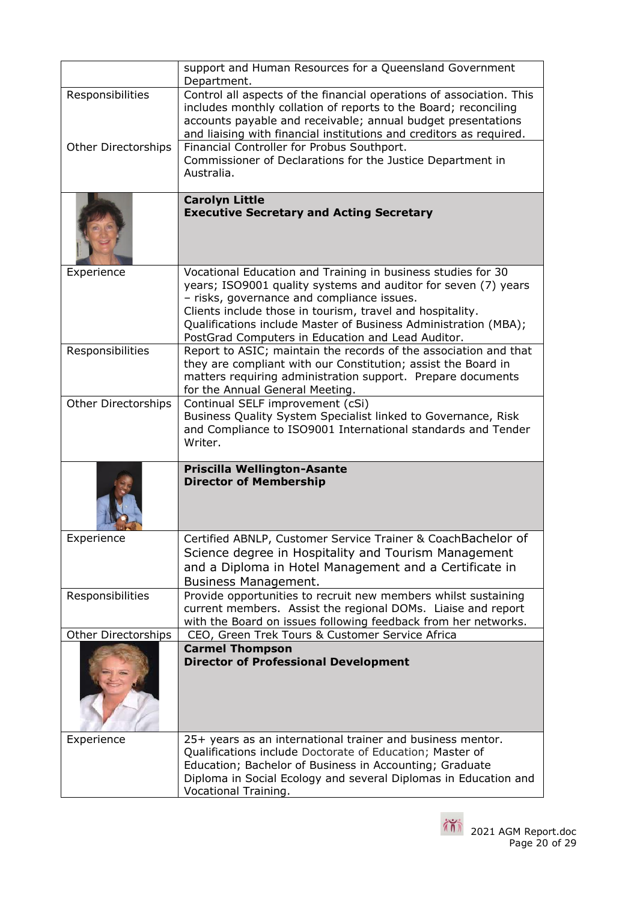| | |
|---|---|
| | support and Human Resources for a Queensland Government Department. |
| Responsibilities | Control all aspects of the financial operations of association. This includes monthly collation of reports to the Board; reconciling accounts payable and receivable; annual budget presentations and liaising with financial institutions and creditors as required. |
| Other Directorships | Financial Controller for Probus Southport.<br>Commissioner of Declarations for the Justice Department in Australia. |
| | **Carolyn Little**<br>**Executive Secretary and Acting Secretary** |
| Experience | Vocational Education and Training in business studies for 30 years; ISO9001 quality systems and auditor for seven (7) years – risks, governance and compliance issues.<br>Clients include those in tourism, travel and hospitality.<br>Qualifications include Master of Business Administration (MBA); PostGrad Computers in Education and Lead Auditor. |
| Responsibilities | Report to ASIC; maintain the records of the association and that they are compliant with our Constitution; assist the Board in matters requiring administration support. Prepare documents for the Annual General Meeting. |
| Other Directorships | Continual SELF improvement (cSi)<br>Business Quality System Specialist linked to Governance, Risk and Compliance to ISO9001 International standards and Tender Writer. |
| | **Priscilla Wellington-Asante**<br>**Director of Membership** |
| Experience | Certified ABNLP, Customer Service Trainer & CoachBachelor of Science degree in Hospitality and Tourism Management and a Diploma in Hotel Management and a Certificate in Business Management. |
| Responsibilities | Provide opportunities to recruit new members whilst sustaining current members. Assist the regional DOMs. Liaise and report with the Board on issues following feedback from her networks. |
| Other Directorships | CEO, Green Trek Tours & Customer Service Africa |
| | **Carmel Thompson**<br>**Director of Professional Development** |
| Experience | 25+ years as an international trainer and business mentor. Qualifications include Doctorate of Education; Master of Education; Bachelor of Business in Accounting; Graduate Diploma in Social Ecology and several Diplomas in Education and Vocational Training. |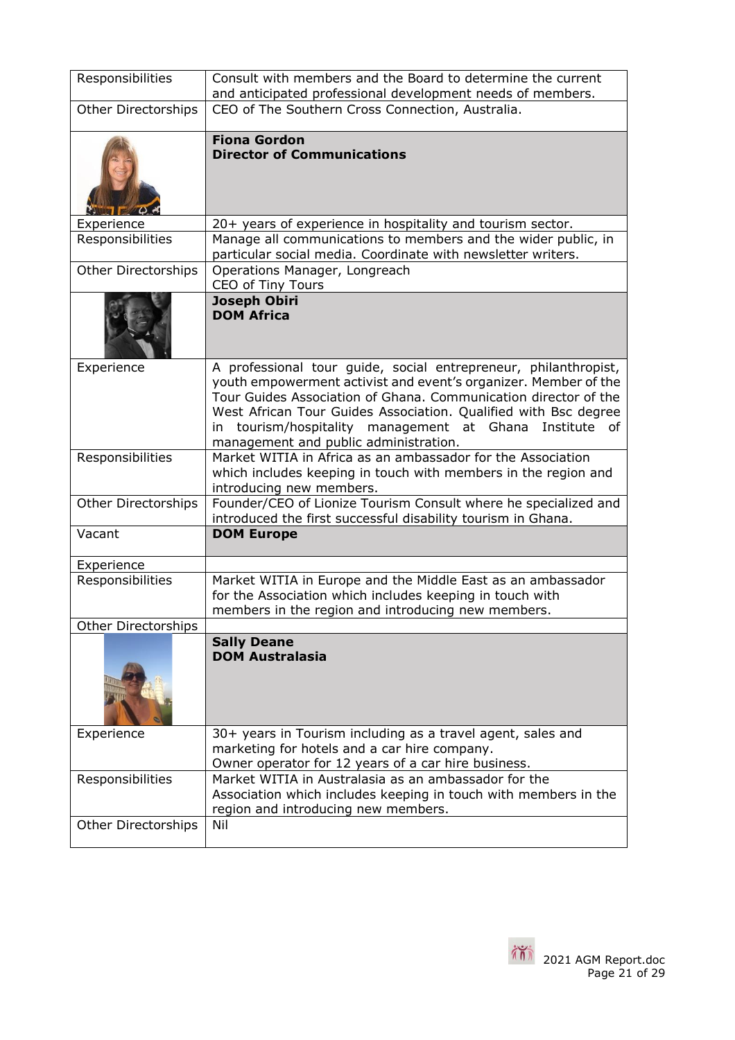| | |
|---|---|
| Responsibilities | Consult with members and the Board to determine the current and anticipated professional development needs of members. |
| Other Directorships | CEO of The Southern Cross Connection, Australia. |
| | **Fiona Gordon**<br>**Director of Communications** |
| Experience | 20+ years of experience in hospitality and tourism sector. |
| Responsibilities | Manage all communications to members and the wider public, in particular social media. Coordinate with newsletter writers. |
| Other Directorships | Operations Manager, Longreach<br>CEO of Tiny Tours |
| | **Joseph Obiri**<br>**DOM Africa** |
| Experience | A professional tour guide, social entrepreneur, philanthropist, youth empowerment activist and event's organizer. Member of the Tour Guides Association of Ghana. Communication director of the West African Tour Guides Association. Qualified with Bsc degree in tourism/hospitality management at Ghana Institute of management and public administration. |
| Responsibilities | Market WITIA in Africa as an ambassador for the Association which includes keeping in touch with members in the region and introducing new members. |
| Other Directorships | Founder/CEO of Lionize Tourism Consult where he specialized and introduced the first successful disability tourism in Ghana. |
| Vacant | **DOM Europe** |
| Experience | |
| Responsibilities | Market WITIA in Europe and the Middle East as an ambassador for the Association which includes keeping in touch with members in the region and introducing new members. |
| Other Directorships | |
| | **Sally Deane**<br>**DOM Australasia** |
| Experience | 30+ years in Tourism including as a travel agent, sales and marketing for hotels and a car hire company.<br>Owner operator for 12 years of a car hire business. |
| Responsibilities | Market WITIA in Australasia as an ambassador for the Association which includes keeping in touch with members in the region and introducing new members. |
| Other Directorships | Nil |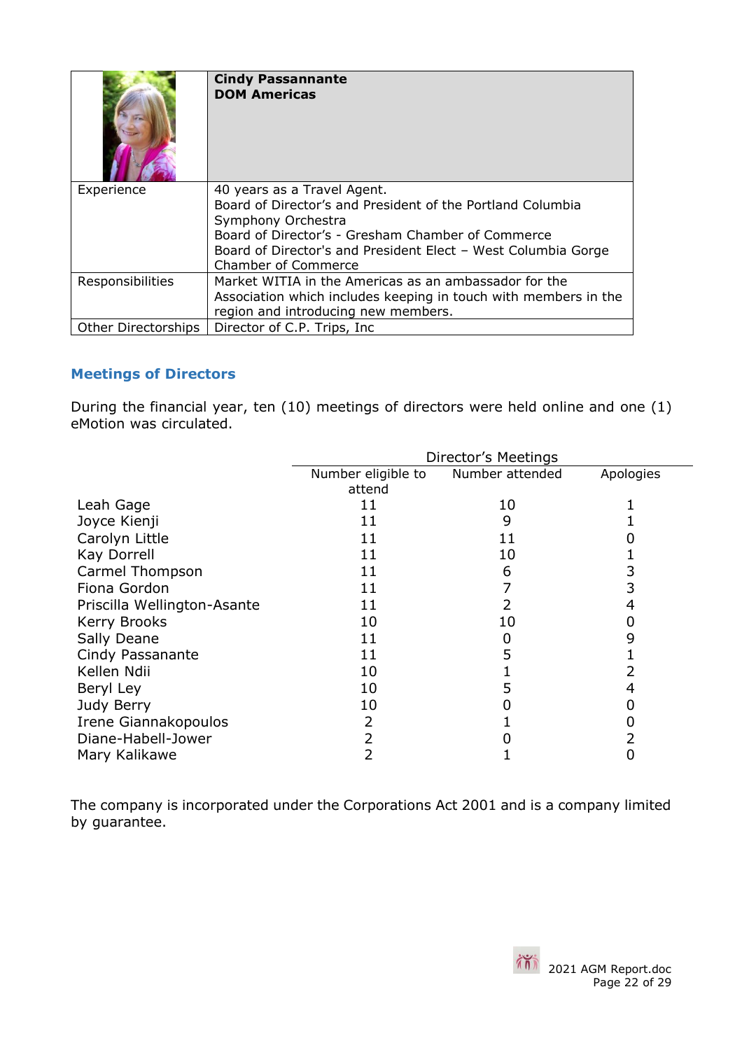| | **Cindy Passannante**<br>**DOM Americas** |
|---|---|
| Experience | 40 years as a Travel Agent.<br>Board of Director's and President of the Portland Columbia Symphony Orchestra<br>Board of Director's - Gresham Chamber of Commerce<br>Board of Director's and President Elect – West Columbia Gorge Chamber of Commerce |
| Responsibilities | Market WITIA in the Americas as an ambassador for the Association which includes keeping in touch with members in the region and introducing new members. |
| Other Directorships | Director of C.P. Trips, Inc |

## Meetings of Directors

During the financial year, ten (10) meetings of directors were held online and one (1) eMotion was circulated.

| | Director's Meetings | | |
|---|---|---|---|
| | Number eligible to attend | Number attended | Apologies |
| Leah Gage | 11 | 10 | 1 |
| Joyce Kienji | 11 | 9 | 1 |
| Carolyn Little | 11 | 11 | 0 |
| Kay Dorrell | 11 | 10 | 1 |
| Carmel Thompson | 11 | 6 | 3 |
| Fiona Gordon | 11 | 7 | 3 |
| Priscilla Wellington-Asante | 11 | 2 | 4 |
| Kerry Brooks | 10 | 10 | 0 |
| Sally Deane | 11 | 0 | 9 |
| Cindy Passanante | 11 | 5 | 1 |
| Kellen Ndii | 10 | 1 | 2 |
| Beryl Ley | 10 | 5 | 4 |
| Judy Berry | 10 | 0 | 0 |
| Irene Giannakopoulos | 2 | 1 | 0 |
| Diane-Habell-Jower | 2 | 0 | 2 |
| Mary Kalikawe | 2 | 1 | 0 |

The company is incorporated under the Corporations Act 2001 and is a company limited by guarantee.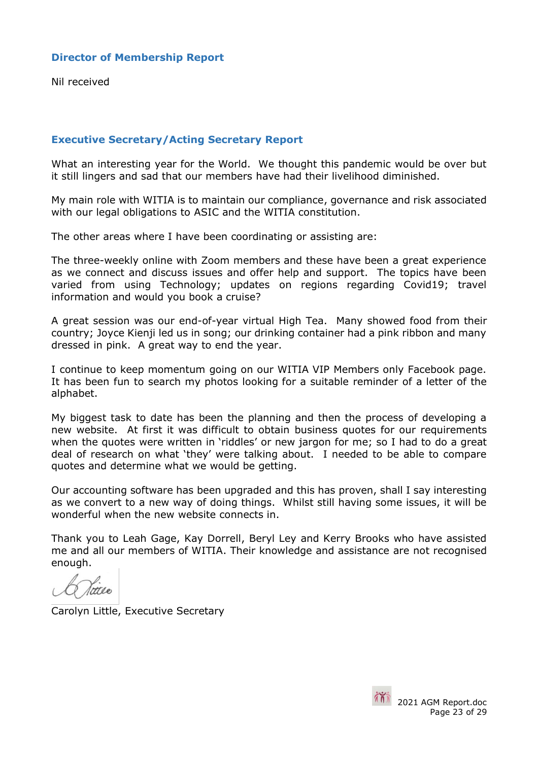## Director of Membership Report

Nil received

## Executive Secretary/Acting Secretary Report

What an interesting year for the World. We thought this pandemic would be over but it still lingers and sad that our members have had their livelihood diminished.

My main role with WITIA is to maintain our compliance, governance and risk associated with our legal obligations to ASIC and the WITIA constitution.

The other areas where I have been coordinating or assisting are:

The three-weekly online with Zoom members and these have been a great experience as we connect and discuss issues and offer help and support. The topics have been varied from using Technology; updates on regions regarding Covid19; travel information and would you book a cruise?

A great session was our end-of-year virtual High Tea. Many showed food from their country; Joyce Kienji led us in song; our drinking container had a pink ribbon and many dressed in pink. A great way to end the year.

I continue to keep momentum going on our WITIA VIP Members only Facebook page. It has been fun to search my photos looking for a suitable reminder of a letter of the alphabet.

My biggest task to date has been the planning and then the process of developing a new website. At first it was difficult to obtain business quotes for our requirements when the quotes were written in 'riddles' or new jargon for me; so I had to do a great deal of research on what 'they' were talking about. I needed to be able to compare quotes and determine what we would be getting.

Our accounting software has been upgraded and this has proven, shall I say interesting as we convert to a new way of doing things. Whilst still having some issues, it will be wonderful when the new website connects in.

Thank you to Leah Gage, Kay Dorrell, Beryl Ley and Kerry Brooks who have assisted me and all our members of WITIA. Their knowledge and assistance are not recognised enough.

Carolyn Little, Executive Secretary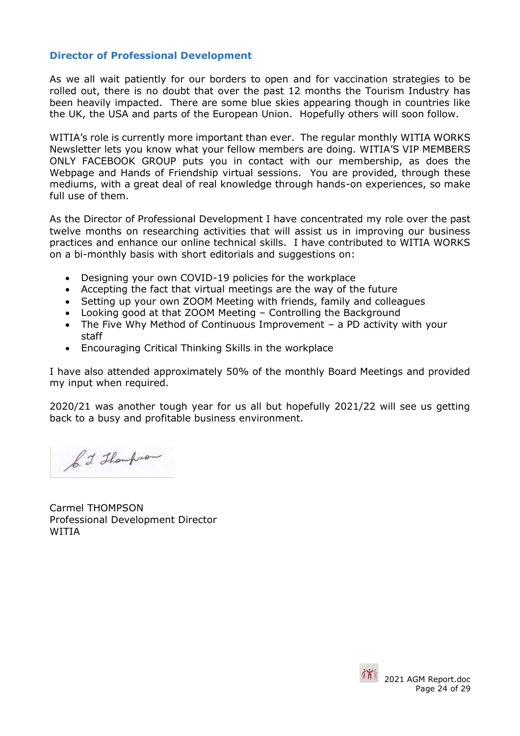## Director of Professional Development

As we all wait patiently for our borders to open and for vaccination strategies to be rolled out, there is no doubt that over the past 12 months the Tourism Industry has been heavily impacted. There are some blue skies appearing though in countries like the UK, the USA and parts of the European Union. Hopefully others will soon follow.

WITIA's role is currently more important than ever. The regular monthly WITIA WORKS Newsletter lets you know what your fellow members are doing. WITIA'S VIP MEMBERS ONLY FACEBOOK GROUP puts you in contact with our membership, as does the Webpage and Hands of Friendship virtual sessions. You are provided, through these mediums, with a great deal of real knowledge through hands-on experiences, so make full use of them.

As the Director of Professional Development I have concentrated my role over the past twelve months on researching activities that will assist us in improving our business practices and enhance our online technical skills. I have contributed to WITIA WORKS on a bi-monthly basis with short editorials and suggestions on:

- Designing your own COVID-19 policies for the workplace
- Accepting the fact that virtual meetings are the way of the future
- Setting up your own ZOOM Meeting with friends, family and colleagues
- Looking good at that ZOOM Meeting – Controlling the Background
- The Five Why Method of Continuous Improvement – a PD activity with your staff
- Encouraging Critical Thinking Skills in the workplace

I have also attended approximately 50% of the monthly Board Meetings and provided my input when required.

2020/21 was another tough year for us all but hopefully 2021/22 will see us getting back to a busy and profitable business environment.

C. T. Thompson

Carmel THOMPSON
Professional Development Director
WITIA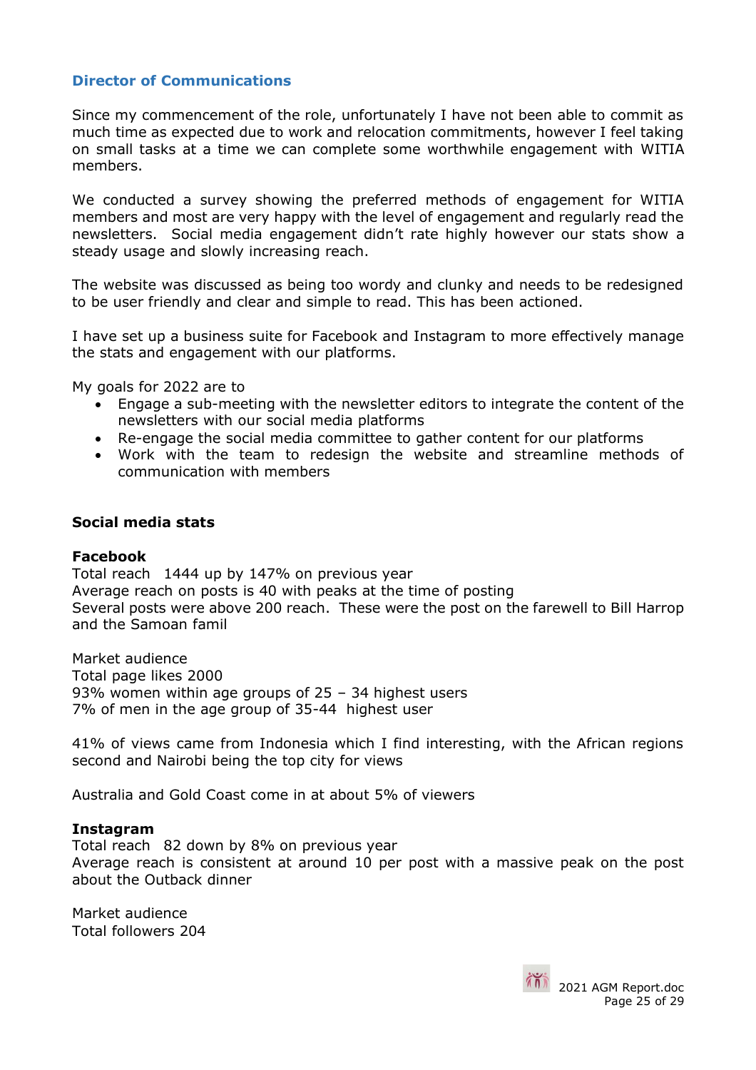## Director of Communications

Since my commencement of the role, unfortunately I have not been able to commit as much time as expected due to work and relocation commitments, however I feel taking on small tasks at a time we can complete some worthwhile engagement with WITIA members.

We conducted a survey showing the preferred methods of engagement for WITIA members and most are very happy with the level of engagement and regularly read the newsletters. Social media engagement didn't rate highly however our stats show a steady usage and slowly increasing reach.

The website was discussed as being too wordy and clunky and needs to be redesigned to be user friendly and clear and simple to read. This has been actioned.

I have set up a business suite for Facebook and Instagram to more effectively manage the stats and engagement with our platforms.

My goals for 2022 are to

- Engage a sub-meeting with the newsletter editors to integrate the content of the newsletters with our social media platforms
- Re-engage the social media committee to gather content for our platforms
- Work with the team to redesign the website and streamline methods of communication with members

### Social media stats

**Facebook**
Total reach 1444 up by 147% on previous year
Average reach on posts is 40 with peaks at the time of posting
Several posts were above 200 reach. These were the post on the farewell to Bill Harrop and the Samoan famil

Market audience
Total page likes 2000
93% women within age groups of 25 – 34 highest users
7% of men in the age group of 35-44 highest user

41% of views came from Indonesia which I find interesting, with the African regions second and Nairobi being the top city for views

Australia and Gold Coast come in at about 5% of viewers

**Instagram**
Total reach 82 down by 8% on previous year
Average reach is consistent at around 10 per post with a massive peak on the post about the Outback dinner

Market audience
Total followers 204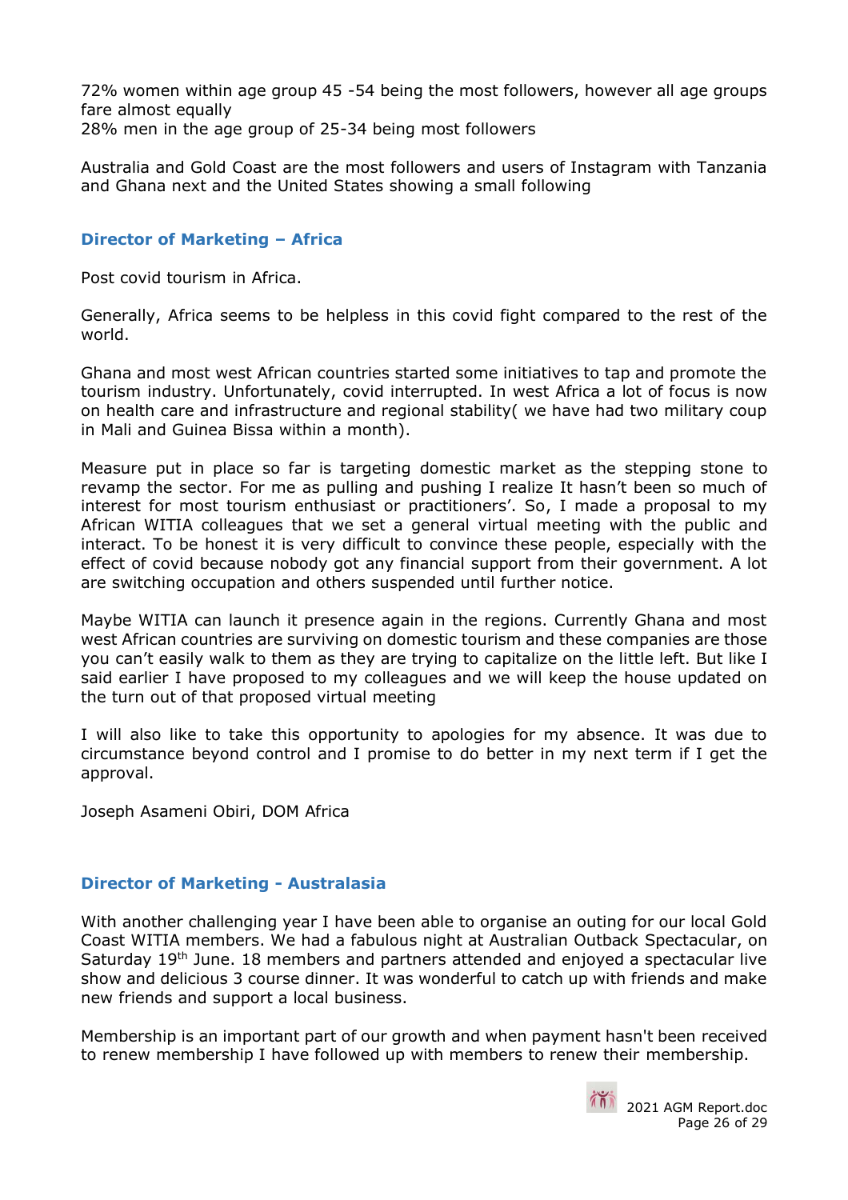72% women within age group 45 -54 being the most followers, however all age groups fare almost equally
28% men in the age group of 25-34 being most followers

Australia and Gold Coast are the most followers and users of Instagram with Tanzania and Ghana next and the United States showing a small following

### Director of Marketing – Africa

Post covid tourism in Africa.

Generally, Africa seems to be helpless in this covid fight compared to the rest of the world.

Ghana and most west African countries started some initiatives to tap and promote the tourism industry. Unfortunately, covid interrupted. In west Africa a lot of focus is now on health care and infrastructure and regional stability( we have had two military coup in Mali and Guinea Bissa within a month).

Measure put in place so far is targeting domestic market as the stepping stone to revamp the sector. For me as pulling and pushing I realize It hasn't been so much of interest for most tourism enthusiast or practitioners'. So, I made a proposal to my African WITIA colleagues that we set a general virtual meeting with the public and interact. To be honest it is very difficult to convince these people, especially with the effect of covid because nobody got any financial support from their government. A lot are switching occupation and others suspended until further notice.

Maybe WITIA can launch it presence again in the regions. Currently Ghana and most west African countries are surviving on domestic tourism and these companies are those you can't easily walk to them as they are trying to capitalize on the little left. But like I said earlier I have proposed to my colleagues and we will keep the house updated on the turn out of that proposed virtual meeting

I will also like to take this opportunity to apologies for my absence. It was due to circumstance beyond control and I promise to do better in my next term if I get the approval.

Joseph Asameni Obiri, DOM Africa

### Director of Marketing - Australasia

With another challenging year I have been able to organise an outing for our local Gold Coast WITIA members. We had a fabulous night at Australian Outback Spectacular, on Saturday 19th June. 18 members and partners attended and enjoyed a spectacular live show and delicious 3 course dinner. It was wonderful to catch up with friends and make new friends and support a local business.

Membership is an important part of our growth and when payment hasn't been received to renew membership I have followed up with members to renew their membership.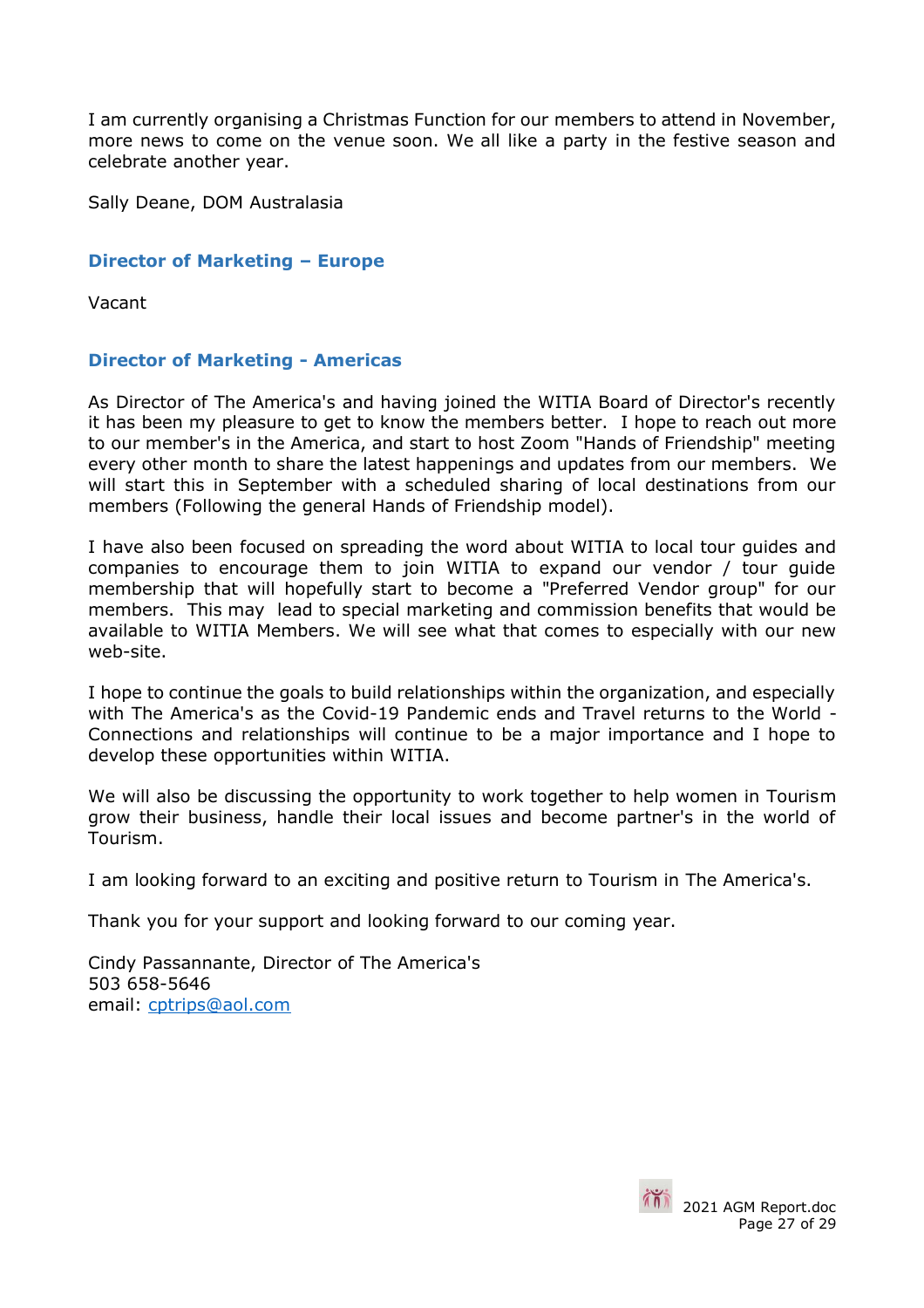I am currently organising a Christmas Function for our members to attend in November, more news to come on the venue soon. We all like a party in the festive season and celebrate another year.

Sally Deane, DOM Australasia

### Director of Marketing – Europe

Vacant

### Director of Marketing - Americas

As Director of The America's and having joined the WITIA Board of Director's recently it has been my pleasure to get to know the members better. I hope to reach out more to our member's in the America, and start to host Zoom "Hands of Friendship" meeting every other month to share the latest happenings and updates from our members. We will start this in September with a scheduled sharing of local destinations from our members (Following the general Hands of Friendship model).

I have also been focused on spreading the word about WITIA to local tour guides and companies to encourage them to join WITIA to expand our vendor / tour guide membership that will hopefully start to become a "Preferred Vendor group" for our members. This may lead to special marketing and commission benefits that would be available to WITIA Members. We will see what that comes to especially with our new web-site.

I hope to continue the goals to build relationships within the organization, and especially with The America's as the Covid-19 Pandemic ends and Travel returns to the World - Connections and relationships will continue to be a major importance and I hope to develop these opportunities within WITIA.

We will also be discussing the opportunity to work together to help women in Tourism grow their business, handle their local issues and become partner's in the world of Tourism.

I am looking forward to an exciting and positive return to Tourism in The America's.

Thank you for your support and looking forward to our coming year.

Cindy Passannante, Director of The America's
503 658-5646
email: cptrips@aol.com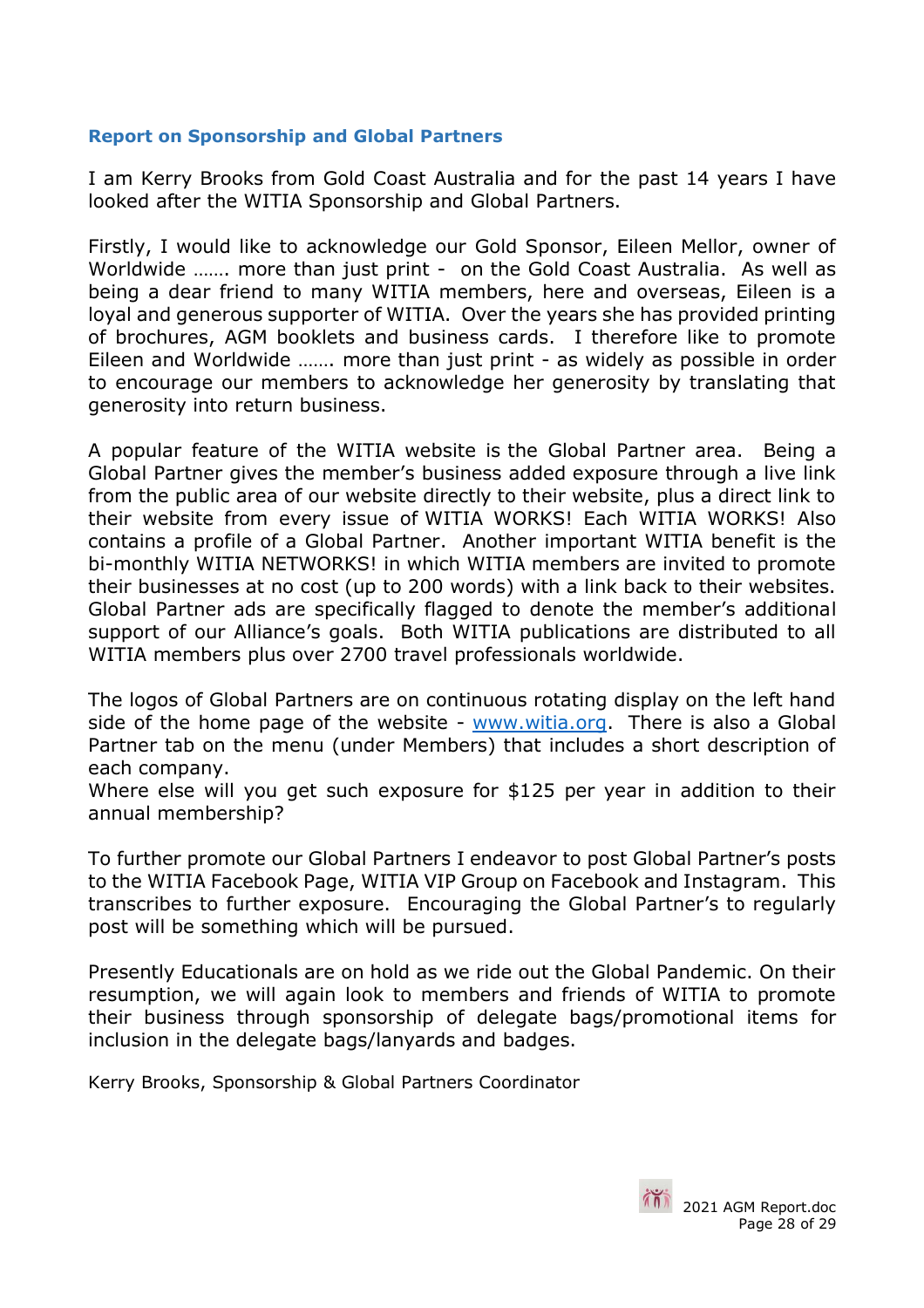### Report on Sponsorship and Global Partners

I am Kerry Brooks from Gold Coast Australia and for the past 14 years I have looked after the WITIA Sponsorship and Global Partners.

Firstly, I would like to acknowledge our Gold Sponsor, Eileen Mellor, owner of Worldwide ……. more than just print - on the Gold Coast Australia. As well as being a dear friend to many WITIA members, here and overseas, Eileen is a loyal and generous supporter of WITIA. Over the years she has provided printing of brochures, AGM booklets and business cards. I therefore like to promote Eileen and Worldwide ……. more than just print - as widely as possible in order to encourage our members to acknowledge her generosity by translating that generosity into return business.

A popular feature of the WITIA website is the Global Partner area. Being a Global Partner gives the member's business added exposure through a live link from the public area of our website directly to their website, plus a direct link to their website from every issue of WITIA WORKS! Each WITIA WORKS! Also contains a profile of a Global Partner. Another important WITIA benefit is the bi-monthly WITIA NETWORKS! in which WITIA members are invited to promote their businesses at no cost (up to 200 words) with a link back to their websites. Global Partner ads are specifically flagged to denote the member's additional support of our Alliance's goals. Both WITIA publications are distributed to all WITIA members plus over 2700 travel professionals worldwide.

The logos of Global Partners are on continuous rotating display on the left hand side of the home page of the website - [www.witia.org](http://www.witia.org). There is also a Global Partner tab on the menu (under Members) that includes a short description of each company.
Where else will you get such exposure for $125 per year in addition to their annual membership?

To further promote our Global Partners I endeavor to post Global Partner's posts to the WITIA Facebook Page, WITIA VIP Group on Facebook and Instagram. This transcribes to further exposure. Encouraging the Global Partner's to regularly post will be something which will be pursued.

Presently Educationals are on hold as we ride out the Global Pandemic. On their resumption, we will again look to members and friends of WITIA to promote their business through sponsorship of delegate bags/promotional items for inclusion in the delegate bags/lanyards and badges.

Kerry Brooks, Sponsorship & Global Partners Coordinator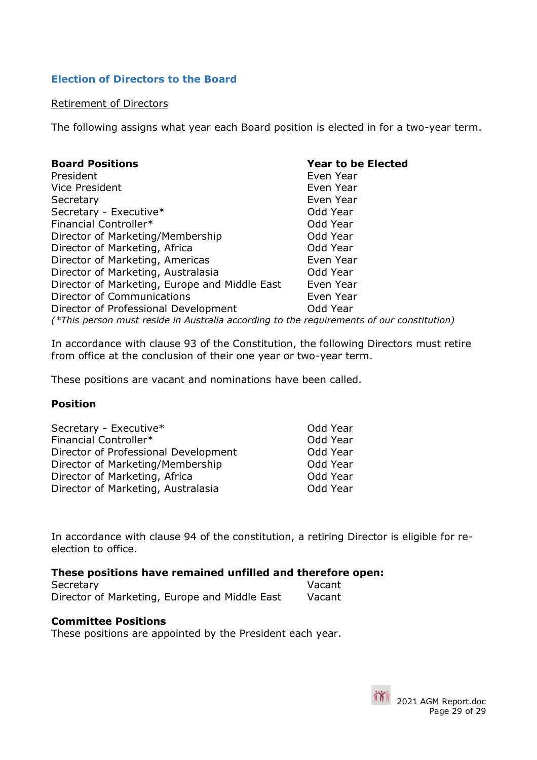## Election of Directors to the Board

Retirement of Directors

The following assigns what year each Board position is elected in for a two-year term.

| Board Positions | Year to be Elected |
|---|---|
| President | Even Year |
| Vice President | Even Year |
| Secretary | Even Year |
| Secretary - Executive* | Odd Year |
| Financial Controller* | Odd Year |
| Director of Marketing/Membership | Odd Year |
| Director of Marketing, Africa | Odd Year |
| Director of Marketing, Americas | Even Year |
| Director of Marketing, Australasia | Odd Year |
| Director of Marketing, Europe and Middle East | Even Year |
| Director of Communications | Even Year |
| Director of Professional Development | Odd Year |

*(*This person must reside in Australia according to the requirements of our constitution)*

In accordance with clause 93 of the Constitution, the following Directors must retire from office at the conclusion of their one year or two-year term.

These positions are vacant and nominations have been called.

| Position | |
|---|---|
| Secretary - Executive* | Odd Year |
| Financial Controller* | Odd Year |
| Director of Professional Development | Odd Year |
| Director of Marketing/Membership | Odd Year |
| Director of Marketing, Africa | Odd Year |
| Director of Marketing, Australasia | Odd Year |

In accordance with clause 94 of the constitution, a retiring Director is eligible for re-election to office.

**These positions have remained unfilled and therefore open:**

| | |
|---|---|
| Secretary | Vacant |
| Director of Marketing, Europe and Middle East | Vacant |

**Committee Positions**

These positions are appointed by the President each year.